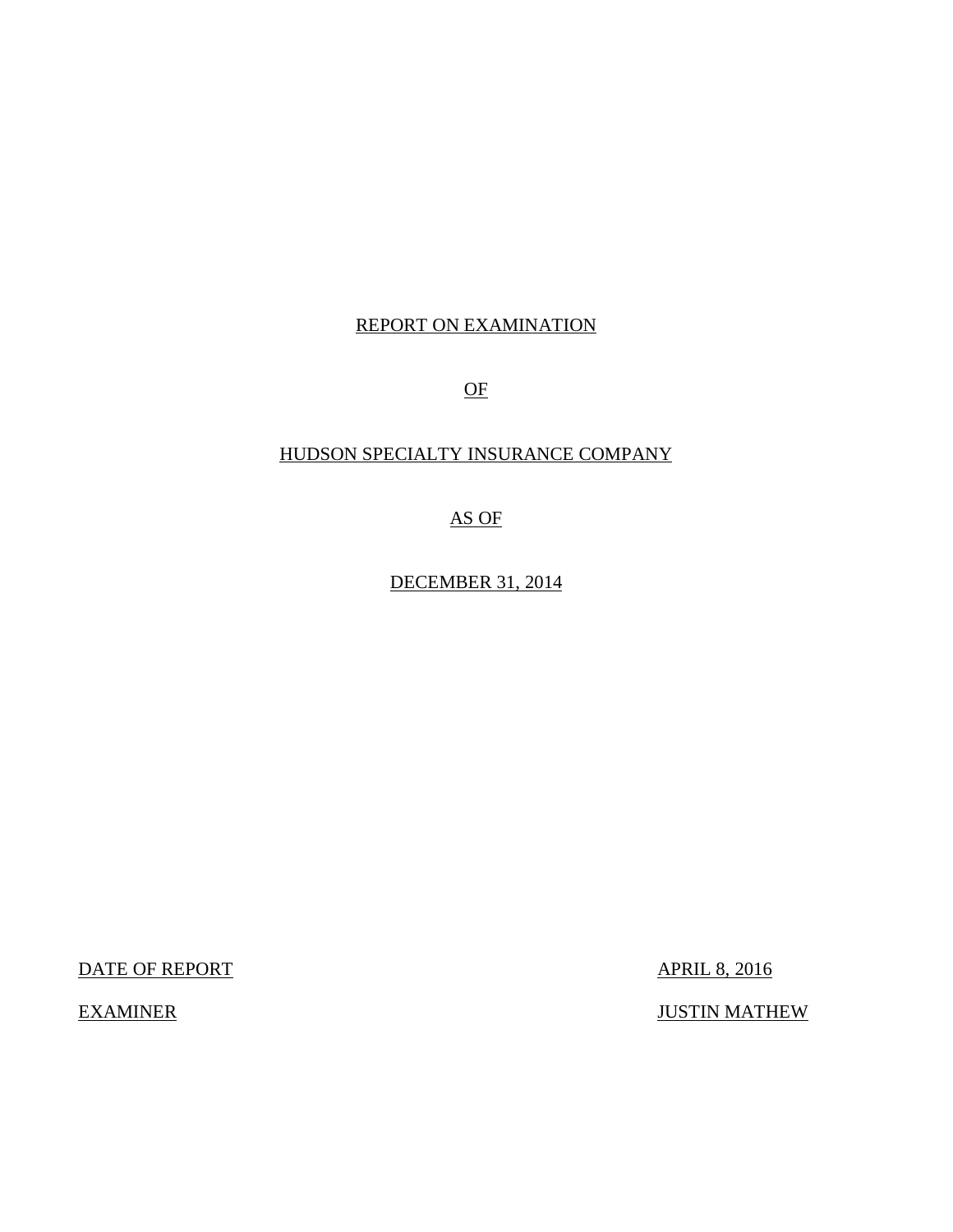# REPORT ON EXAMINATION

# OF

# HUDSON SPECIALTY INSURANCE COMPANY

# AS OF

# DECEMBER 31, 2014

| | |
|---|---|
| DATE OF REPORT | APRIL 8, 2016 |
| EXAMINER | JUSTIN MATHEW |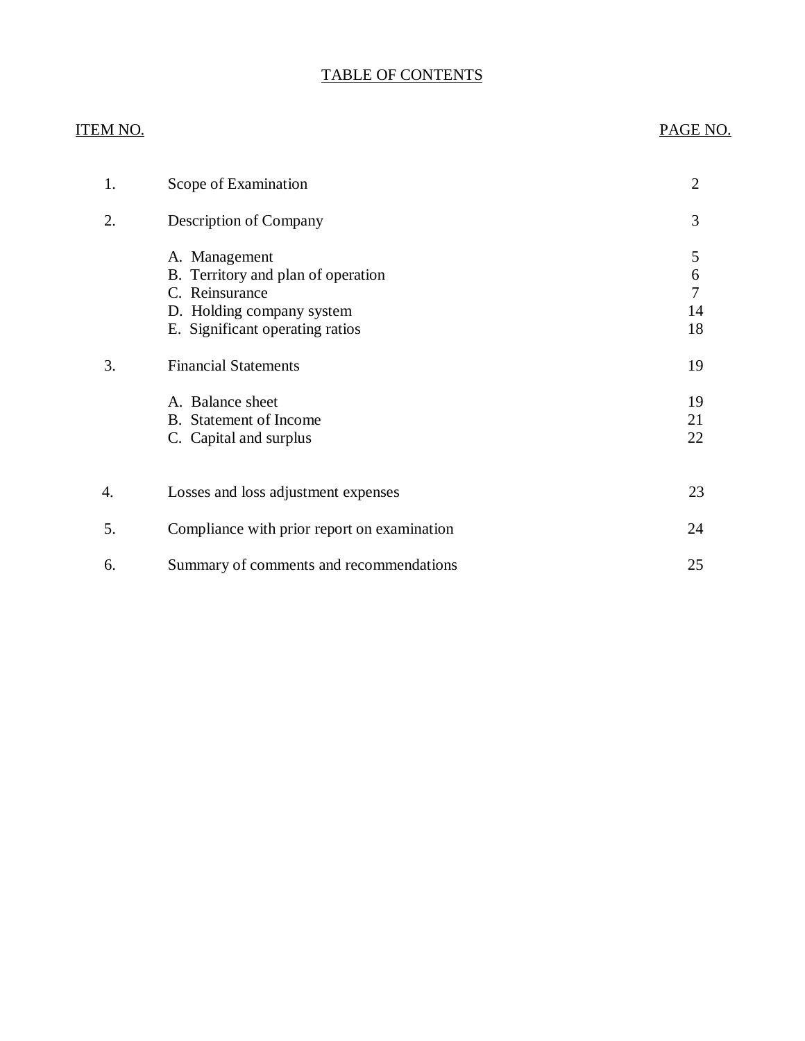# TABLE OF CONTENTS

| ITEM NO. | | PAGE NO. |
|---|---|---|
| 1. | Scope of Examination | 2 |
| 2. | Description of Company | 3 |
| | A. Management | 5 |
| | B. Territory and plan of operation | 6 |
| | C. Reinsurance | 7 |
| | D. Holding company system | 14 |
| | E. Significant operating ratios | 18 |
| 3. | Financial Statements | 19 |
| | A. Balance sheet | 19 |
| | B. Statement of Income | 21 |
| | C. Capital and surplus | 22 |
| 4. | Losses and loss adjustment expenses | 23 |
| 5. | Compliance with prior report on examination | 24 |
| 6. | Summary of comments and recommendations | 25 |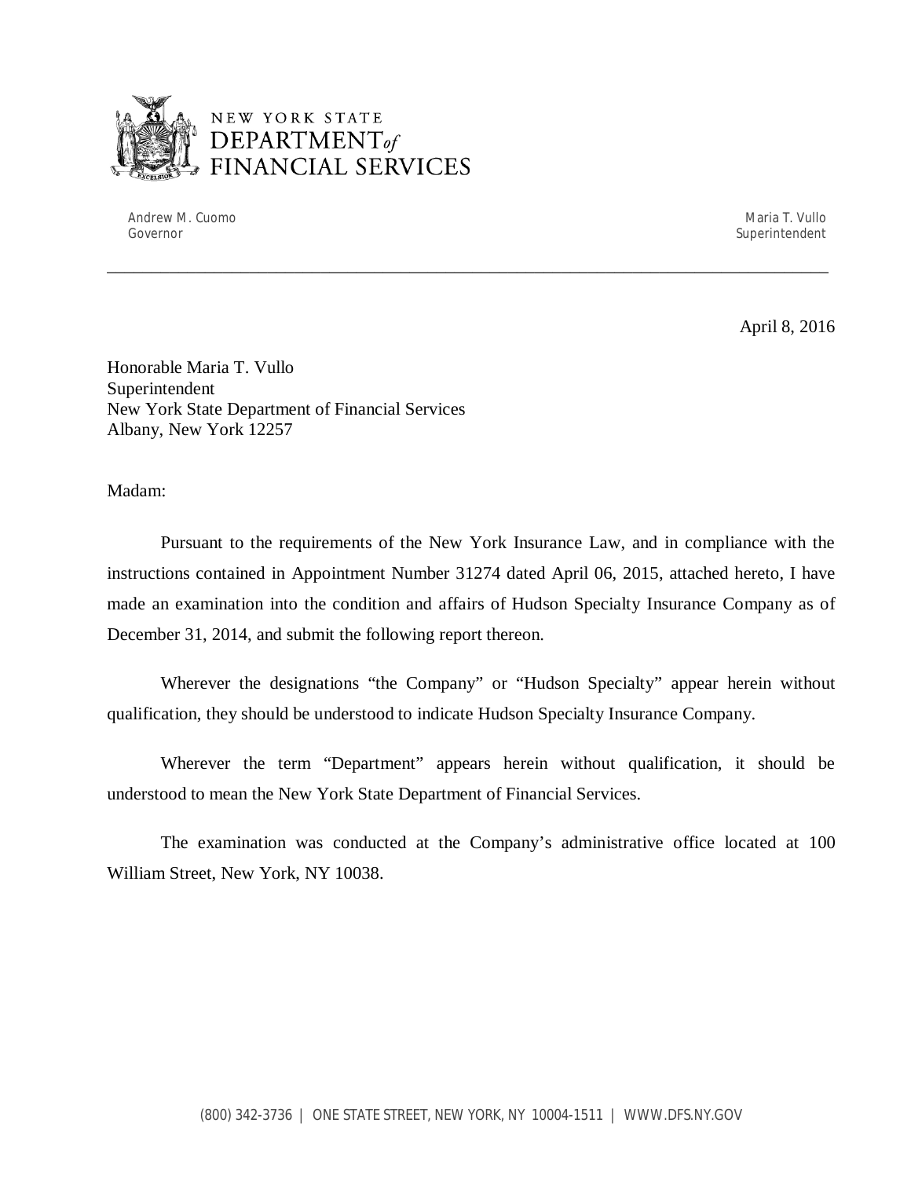NEW YORK STATE
DEPARTMENT of
FINANCIAL SERVICES

Andrew M. Cuomo
Governor

Maria T. Vullo
Superintendent

---

April 8, 2016

Honorable Maria T. Vullo
Superintendent
New York State Department of Financial Services
Albany, New York 12257

Madam:

Pursuant to the requirements of the New York Insurance Law, and in compliance with the instructions contained in Appointment Number 31274 dated April 06, 2015, attached hereto, I have made an examination into the condition and affairs of Hudson Specialty Insurance Company as of December 31, 2014, and submit the following report thereon.

Wherever the designations "the Company" or "Hudson Specialty" appear herein without qualification, they should be understood to indicate Hudson Specialty Insurance Company.

Wherever the term "Department" appears herein without qualification, it should be understood to mean the New York State Department of Financial Services.

The examination was conducted at the Company's administrative office located at 100 William Street, New York, NY 10038.

(800) 342-3736 | ONE STATE STREET, NEW YORK, NY 10004-1511 | WWW.DFS.NY.GOV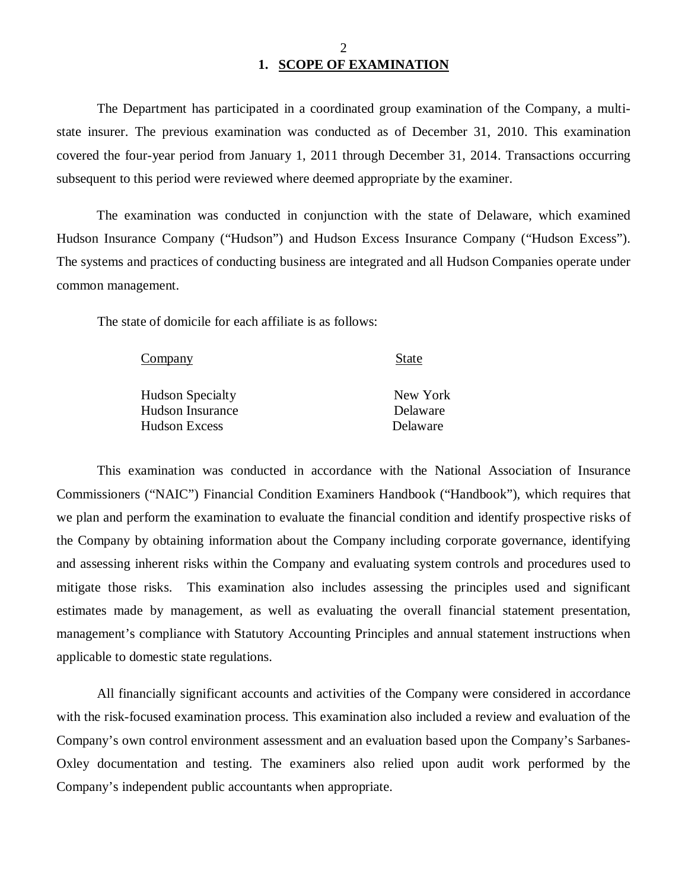## 1. SCOPE OF EXAMINATION

The Department has participated in a coordinated group examination of the Company, a multi-state insurer. The previous examination was conducted as of December 31, 2010. This examination covered the four-year period from January 1, 2011 through December 31, 2014. Transactions occurring subsequent to this period were reviewed where deemed appropriate by the examiner.

The examination was conducted in conjunction with the state of Delaware, which examined Hudson Insurance Company ("Hudson") and Hudson Excess Insurance Company ("Hudson Excess"). The systems and practices of conducting business are integrated and all Hudson Companies operate under common management.

The state of domicile for each affiliate is as follows:

| Company | State |
|---|---|
| Hudson Specialty | New York |
| Hudson Insurance | Delaware |
| Hudson Excess | Delaware |

This examination was conducted in accordance with the National Association of Insurance Commissioners ("NAIC") Financial Condition Examiners Handbook ("Handbook"), which requires that we plan and perform the examination to evaluate the financial condition and identify prospective risks of the Company by obtaining information about the Company including corporate governance, identifying and assessing inherent risks within the Company and evaluating system controls and procedures used to mitigate those risks. This examination also includes assessing the principles used and significant estimates made by management, as well as evaluating the overall financial statement presentation, management's compliance with Statutory Accounting Principles and annual statement instructions when applicable to domestic state regulations.

All financially significant accounts and activities of the Company were considered in accordance with the risk-focused examination process. This examination also included a review and evaluation of the Company's own control environment assessment and an evaluation based upon the Company's Sarbanes-Oxley documentation and testing. The examiners also relied upon audit work performed by the Company's independent public accountants when appropriate.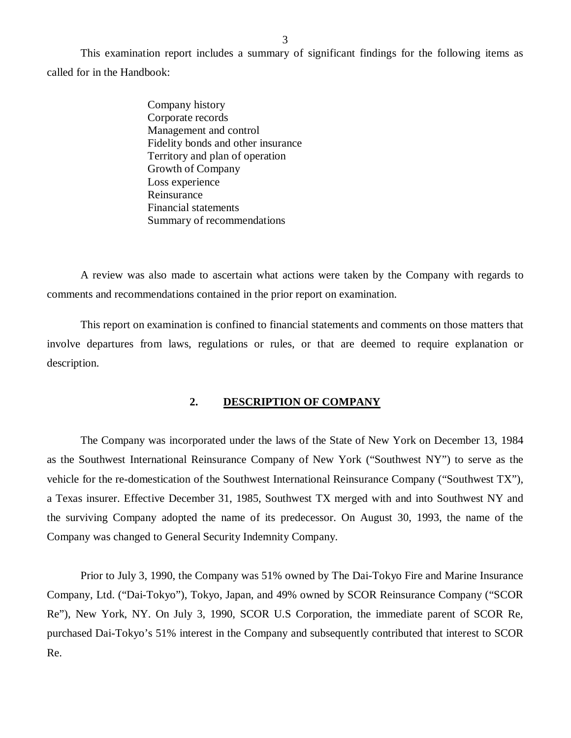This examination report includes a summary of significant findings for the following items as called for in the Handbook:

Company history
Corporate records
Management and control
Fidelity bonds and other insurance
Territory and plan of operation
Growth of Company
Loss experience
Reinsurance
Financial statements
Summary of recommendations

A review was also made to ascertain what actions were taken by the Company with regards to comments and recommendations contained in the prior report on examination.

This report on examination is confined to financial statements and comments on those matters that involve departures from laws, regulations or rules, or that are deemed to require explanation or description.

## 2. DESCRIPTION OF COMPANY

The Company was incorporated under the laws of the State of New York on December 13, 1984 as the Southwest International Reinsurance Company of New York ("Southwest NY") to serve as the vehicle for the re-domestication of the Southwest International Reinsurance Company ("Southwest TX"), a Texas insurer. Effective December 31, 1985, Southwest TX merged with and into Southwest NY and the surviving Company adopted the name of its predecessor. On August 30, 1993, the name of the Company was changed to General Security Indemnity Company.

Prior to July 3, 1990, the Company was 51% owned by The Dai-Tokyo Fire and Marine Insurance Company, Ltd. ("Dai-Tokyo"), Tokyo, Japan, and 49% owned by SCOR Reinsurance Company ("SCOR Re"), New York, NY. On July 3, 1990, SCOR U.S Corporation, the immediate parent of SCOR Re, purchased Dai-Tokyo's 51% interest in the Company and subsequently contributed that interest to SCOR Re.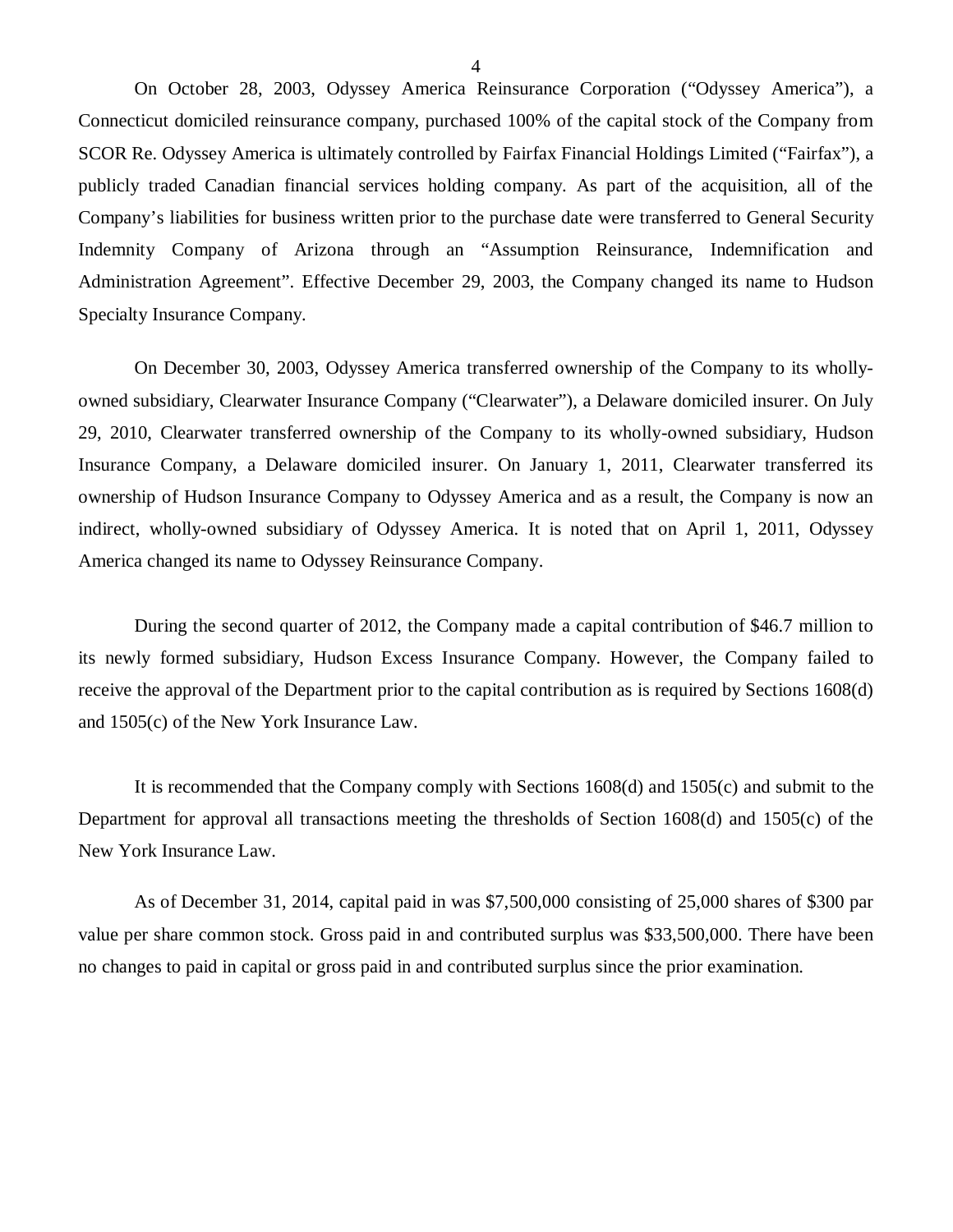On October 28, 2003, Odyssey America Reinsurance Corporation ("Odyssey America"), a Connecticut domiciled reinsurance company, purchased 100% of the capital stock of the Company from SCOR Re. Odyssey America is ultimately controlled by Fairfax Financial Holdings Limited ("Fairfax"), a publicly traded Canadian financial services holding company. As part of the acquisition, all of the Company's liabilities for business written prior to the purchase date were transferred to General Security Indemnity Company of Arizona through an "Assumption Reinsurance, Indemnification and Administration Agreement". Effective December 29, 2003, the Company changed its name to Hudson Specialty Insurance Company.

On December 30, 2003, Odyssey America transferred ownership of the Company to its wholly-owned subsidiary, Clearwater Insurance Company ("Clearwater"), a Delaware domiciled insurer. On July 29, 2010, Clearwater transferred ownership of the Company to its wholly-owned subsidiary, Hudson Insurance Company, a Delaware domiciled insurer. On January 1, 2011, Clearwater transferred its ownership of Hudson Insurance Company to Odyssey America and as a result, the Company is now an indirect, wholly-owned subsidiary of Odyssey America. It is noted that on April 1, 2011, Odyssey America changed its name to Odyssey Reinsurance Company.

During the second quarter of 2012, the Company made a capital contribution of $46.7 million to its newly formed subsidiary, Hudson Excess Insurance Company. However, the Company failed to receive the approval of the Department prior to the capital contribution as is required by Sections 1608(d) and 1505(c) of the New York Insurance Law.

It is recommended that the Company comply with Sections 1608(d) and 1505(c) and submit to the Department for approval all transactions meeting the thresholds of Section 1608(d) and 1505(c) of the New York Insurance Law.

As of December 31, 2014, capital paid in was $7,500,000 consisting of 25,000 shares of $300 par value per share common stock. Gross paid in and contributed surplus was $33,500,000. There have been no changes to paid in capital or gross paid in and contributed surplus since the prior examination.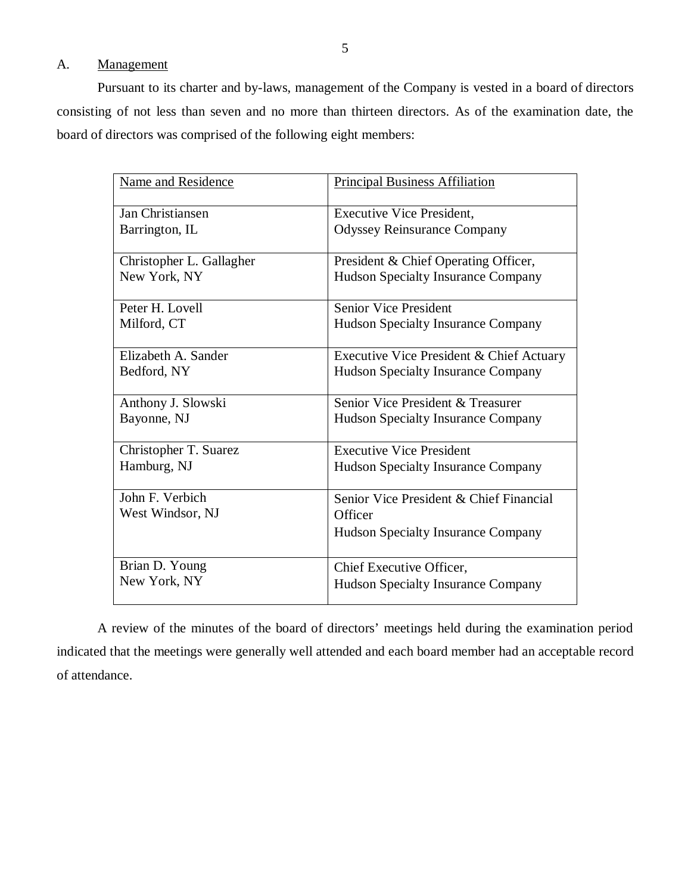## A. Management

Pursuant to its charter and by-laws, management of the Company is vested in a board of directors consisting of not less than seven and no more than thirteen directors. As of the examination date, the board of directors was comprised of the following eight members:

| Name and Residence | Principal Business Affiliation |
|---|---|
| Jan Christiansen<br>Barrington, IL | Executive Vice President,<br>Odyssey Reinsurance Company |
| Christopher L. Gallagher<br>New York, NY | President & Chief Operating Officer,<br>Hudson Specialty Insurance Company |
| Peter H. Lovell<br>Milford, CT | Senior Vice President<br>Hudson Specialty Insurance Company |
| Elizabeth A. Sander<br>Bedford, NY | Executive Vice President & Chief Actuary<br>Hudson Specialty Insurance Company |
| Anthony J. Slowski<br>Bayonne, NJ | Senior Vice President & Treasurer<br>Hudson Specialty Insurance Company |
| Christopher T. Suarez<br>Hamburg, NJ | Executive Vice President<br>Hudson Specialty Insurance Company |
| John F. Verbich<br>West Windsor, NJ | Senior Vice President & Chief Financial Officer<br>Hudson Specialty Insurance Company |
| Brian D. Young<br>New York, NY | Chief Executive Officer,<br>Hudson Specialty Insurance Company |

A review of the minutes of the board of directors' meetings held during the examination period indicated that the meetings were generally well attended and each board member had an acceptable record of attendance.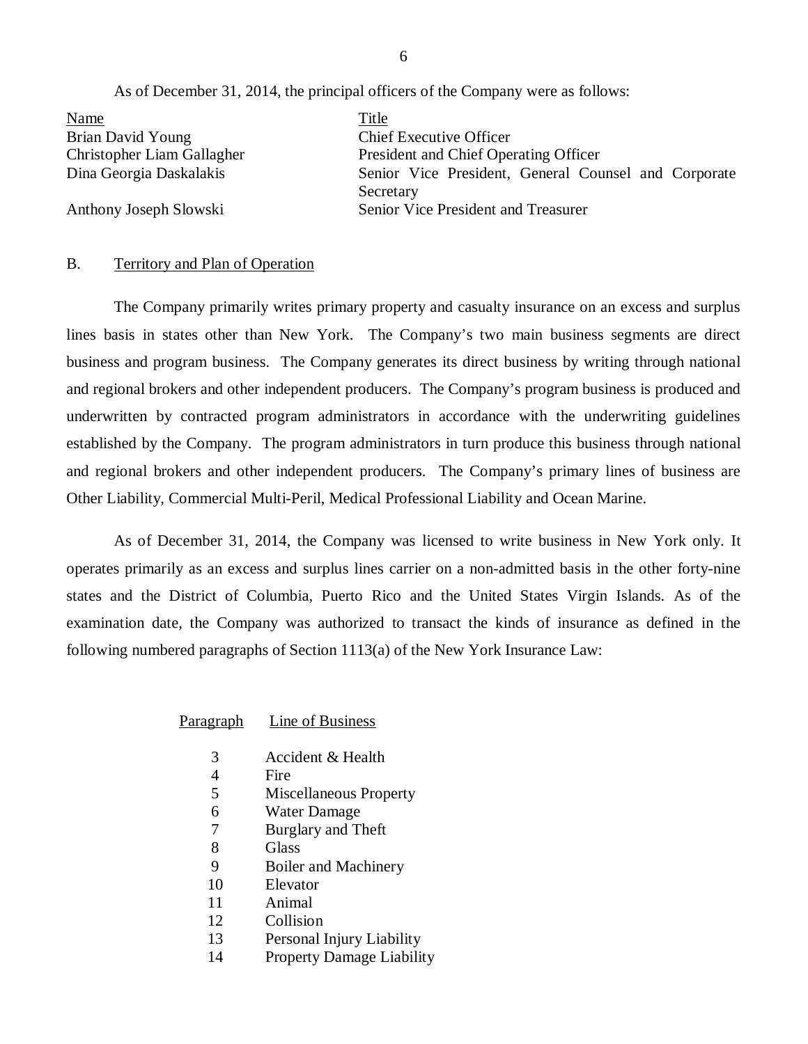As of December 31, 2014, the principal officers of the Company were as follows:

| Name | Title |
|---|---|
| Brian David Young | Chief Executive Officer |
| Christopher Liam Gallagher | President and Chief Operating Officer |
| Dina Georgia Daskalakis | Senior Vice President, General Counsel and Corporate Secretary |
| Anthony Joseph Slowski | Senior Vice President and Treasurer |

## B. Territory and Plan of Operation

The Company primarily writes primary property and casualty insurance on an excess and surplus lines basis in states other than New York. The Company's two main business segments are direct business and program business. The Company generates its direct business by writing through national and regional brokers and other independent producers. The Company's program business is produced and underwritten by contracted program administrators in accordance with the underwriting guidelines established by the Company. The program administrators in turn produce this business through national and regional brokers and other independent producers. The Company's primary lines of business are Other Liability, Commercial Multi-Peril, Medical Professional Liability and Ocean Marine.

As of December 31, 2014, the Company was licensed to write business in New York only. It operates primarily as an excess and surplus lines carrier on a non-admitted basis in the other forty-nine states and the District of Columbia, Puerto Rico and the United States Virgin Islands. As of the examination date, the Company was authorized to transact the kinds of insurance as defined in the following numbered paragraphs of Section 1113(a) of the New York Insurance Law:

| Paragraph | Line of Business |
|---|---|
| 3 | Accident & Health |
| 4 | Fire |
| 5 | Miscellaneous Property |
| 6 | Water Damage |
| 7 | Burglary and Theft |
| 8 | Glass |
| 9 | Boiler and Machinery |
| 10 | Elevator |
| 11 | Animal |
| 12 | Collision |
| 13 | Personal Injury Liability |
| 14 | Property Damage Liability |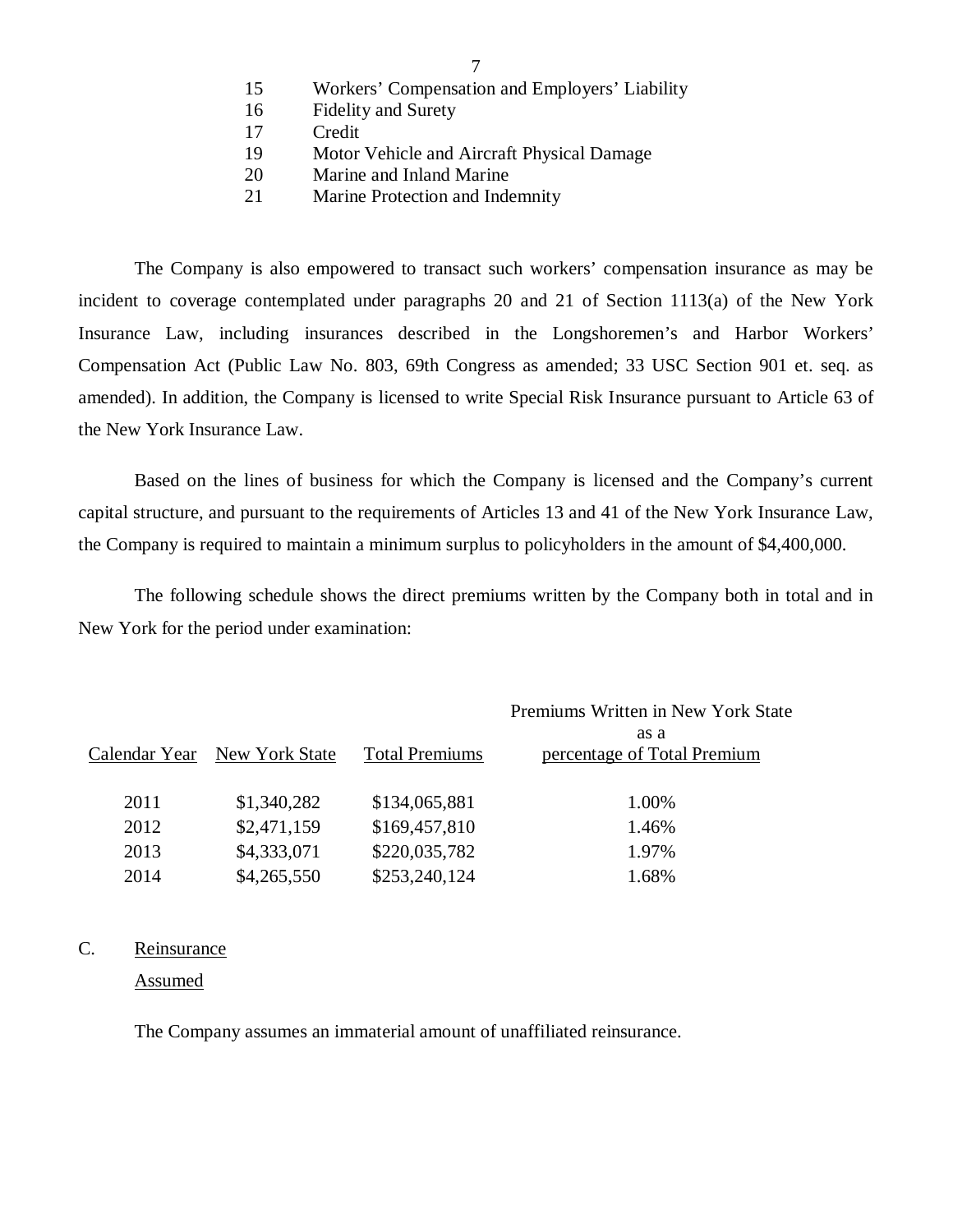| | |
|---|---|
| 15 | Workers' Compensation and Employers' Liability |
| 16 | Fidelity and Surety |
| 17 | Credit |
| 19 | Motor Vehicle and Aircraft Physical Damage |
| 20 | Marine and Inland Marine |
| 21 | Marine Protection and Indemnity |

The Company is also empowered to transact such workers' compensation insurance as may be incident to coverage contemplated under paragraphs 20 and 21 of Section 1113(a) of the New York Insurance Law, including insurances described in the Longshoremen's and Harbor Workers' Compensation Act (Public Law No. 803, 69th Congress as amended; 33 USC Section 901 et. seq. as amended). In addition, the Company is licensed to write Special Risk Insurance pursuant to Article 63 of the New York Insurance Law.

Based on the lines of business for which the Company is licensed and the Company's current capital structure, and pursuant to the requirements of Articles 13 and 41 of the New York Insurance Law, the Company is required to maintain a minimum surplus to policyholders in the amount of $4,400,000.

The following schedule shows the direct premiums written by the Company both in total and in New York for the period under examination:

| Calendar Year | New York State | Total Premiums | Premiums Written in New York State as a percentage of Total Premium |
|---|---|---|---|
| 2011 | $1,340,282 | $134,065,881 | 1.00% |
| 2012 | $2,471,159 | $169,457,810 | 1.46% |
| 2013 | $4,333,071 | $220,035,782 | 1.97% |
| 2014 | $4,265,550 | $253,240,124 | 1.68% |

C. Reinsurance

Assumed

The Company assumes an immaterial amount of unaffiliated reinsurance.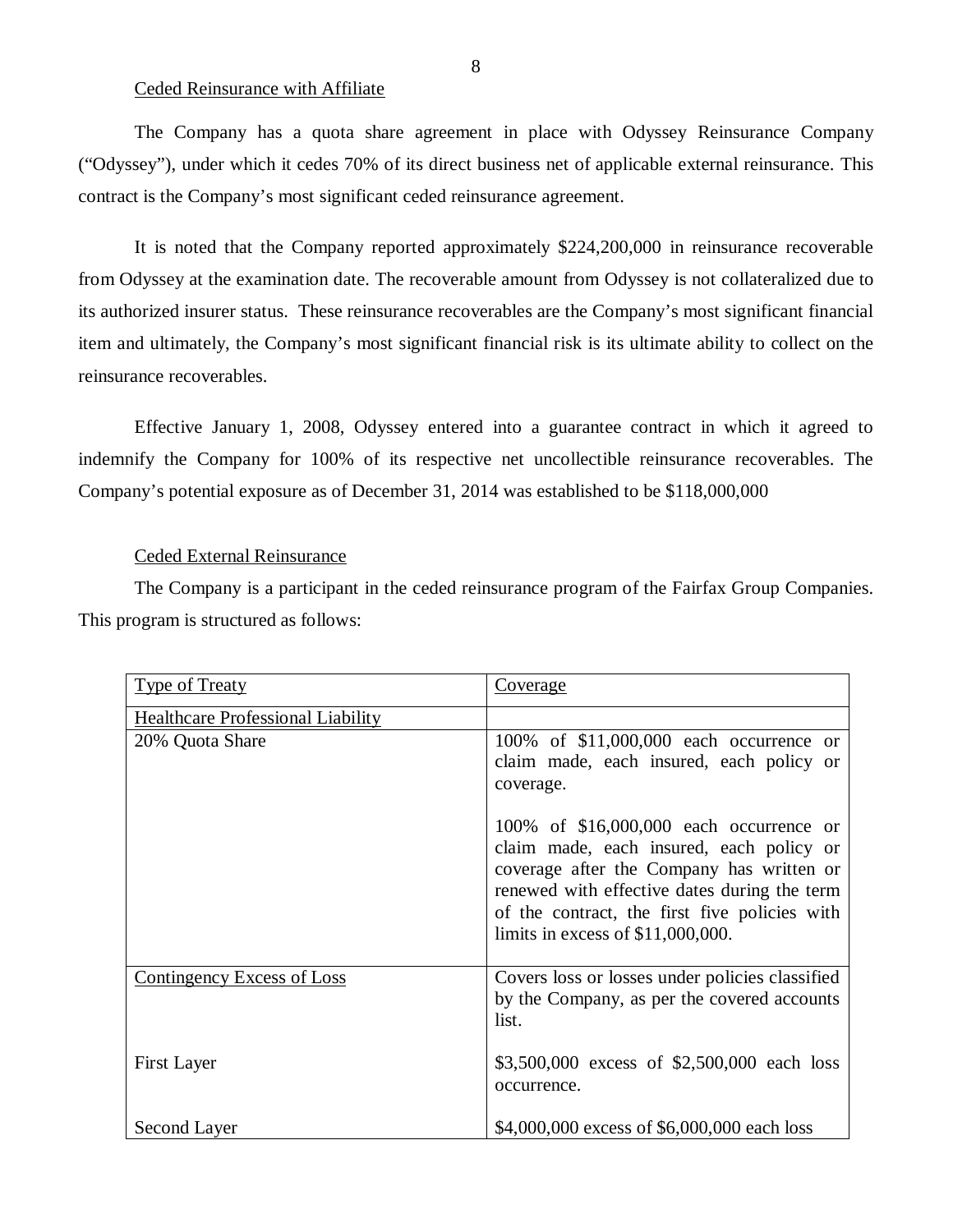Ceded Reinsurance with Affiliate

The Company has a quota share agreement in place with Odyssey Reinsurance Company ("Odyssey"), under which it cedes 70% of its direct business net of applicable external reinsurance. This contract is the Company's most significant ceded reinsurance agreement.

It is noted that the Company reported approximately $224,200,000 in reinsurance recoverable from Odyssey at the examination date. The recoverable amount from Odyssey is not collateralized due to its authorized insurer status. These reinsurance recoverables are the Company's most significant financial item and ultimately, the Company's most significant financial risk is its ultimate ability to collect on the reinsurance recoverables.

Effective January 1, 2008, Odyssey entered into a guarantee contract in which it agreed to indemnify the Company for 100% of its respective net uncollectible reinsurance recoverables. The Company's potential exposure as of December 31, 2014 was established to be $118,000,000

Ceded External Reinsurance

The Company is a participant in the ceded reinsurance program of the Fairfax Group Companies. This program is structured as follows:

| Type of Treaty | Coverage |
|---|---|
| Healthcare Professional Liability | |
| 20% Quota Share | 100% of $11,000,000 each occurrence or claim made, each insured, each policy or coverage.<br><br>100% of $16,000,000 each occurrence or claim made, each insured, each policy or coverage after the Company has written or renewed with effective dates during the term of the contract, the first five policies with limits in excess of $11,000,000. |
| Contingency Excess of Loss | Covers loss or losses under policies classified by the Company, as per the covered accounts list. |
| First Layer | $3,500,000 excess of $2,500,000 each loss occurrence. |
| Second Layer | $4,000,000 excess of $6,000,000 each loss |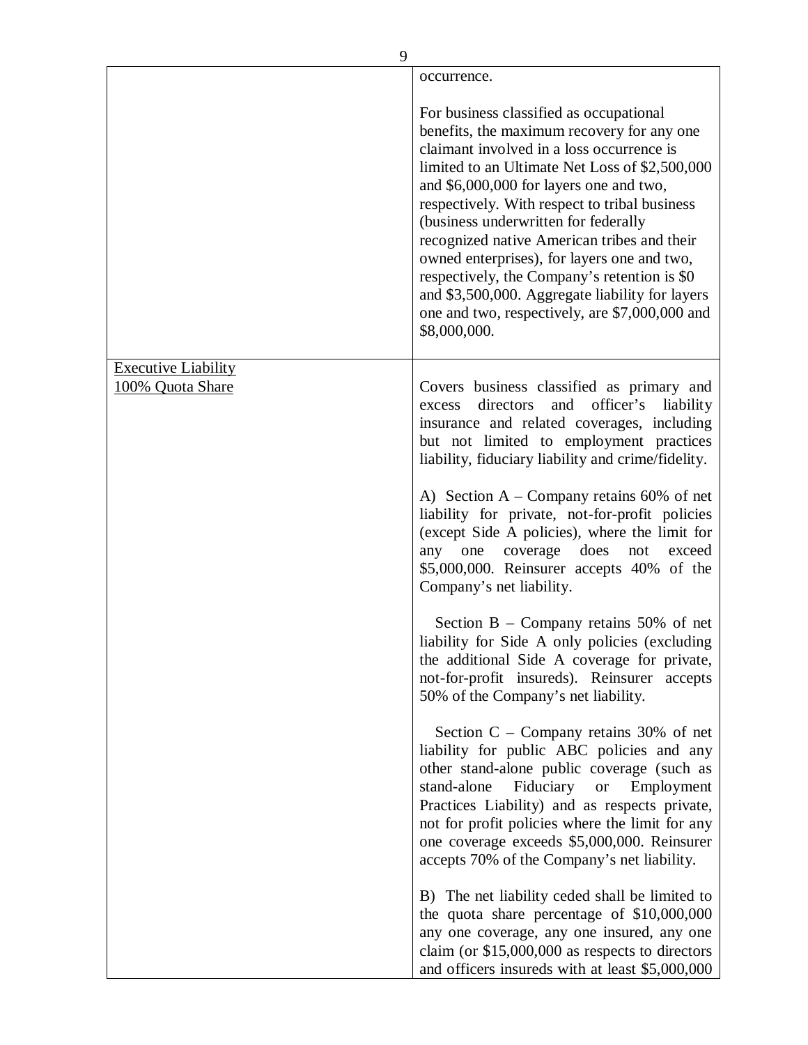| | |
|---|---|
| | occurrence.<br><br>For business classified as occupational benefits, the maximum recovery for any one claimant involved in a loss occurrence is limited to an Ultimate Net Loss of $2,500,000 and $6,000,000 for layers one and two, respectively. With respect to tribal business (business underwritten for federally recognized native American tribes and their owned enterprises), for layers one and two, respectively, the Company's retention is $0 and $3,500,000. Aggregate liability for layers one and two, respectively, are $7,000,000 and $8,000,000. |
| Executive Liability<br>100% Quota Share | Covers business classified as primary and excess directors and officer's liability insurance and related coverages, including but not limited to employment practices liability, fiduciary liability and crime/fidelity.<br><br>A) Section A – Company retains 60% of net liability for private, not-for-profit policies (except Side A policies), where the limit for any one coverage does not exceed $5,000,000. Reinsurer accepts 40% of the Company's net liability.<br><br>Section B – Company retains 50% of net liability for Side A only policies (excluding the additional Side A coverage for private, not-for-profit insureds). Reinsurer accepts 50% of the Company's net liability.<br><br>Section C – Company retains 30% of net liability for public ABC policies and any other stand-alone public coverage (such as stand-alone Fiduciary or Employment Practices Liability) and as respects private, not for profit policies where the limit for any one coverage exceeds $5,000,000. Reinsurer accepts 70% of the Company's net liability.<br><br>B) The net liability ceded shall be limited to the quota share percentage of $10,000,000 any one coverage, any one insured, any one claim (or $15,000,000 as respects to directors and officers insureds with at least $5,000,000 |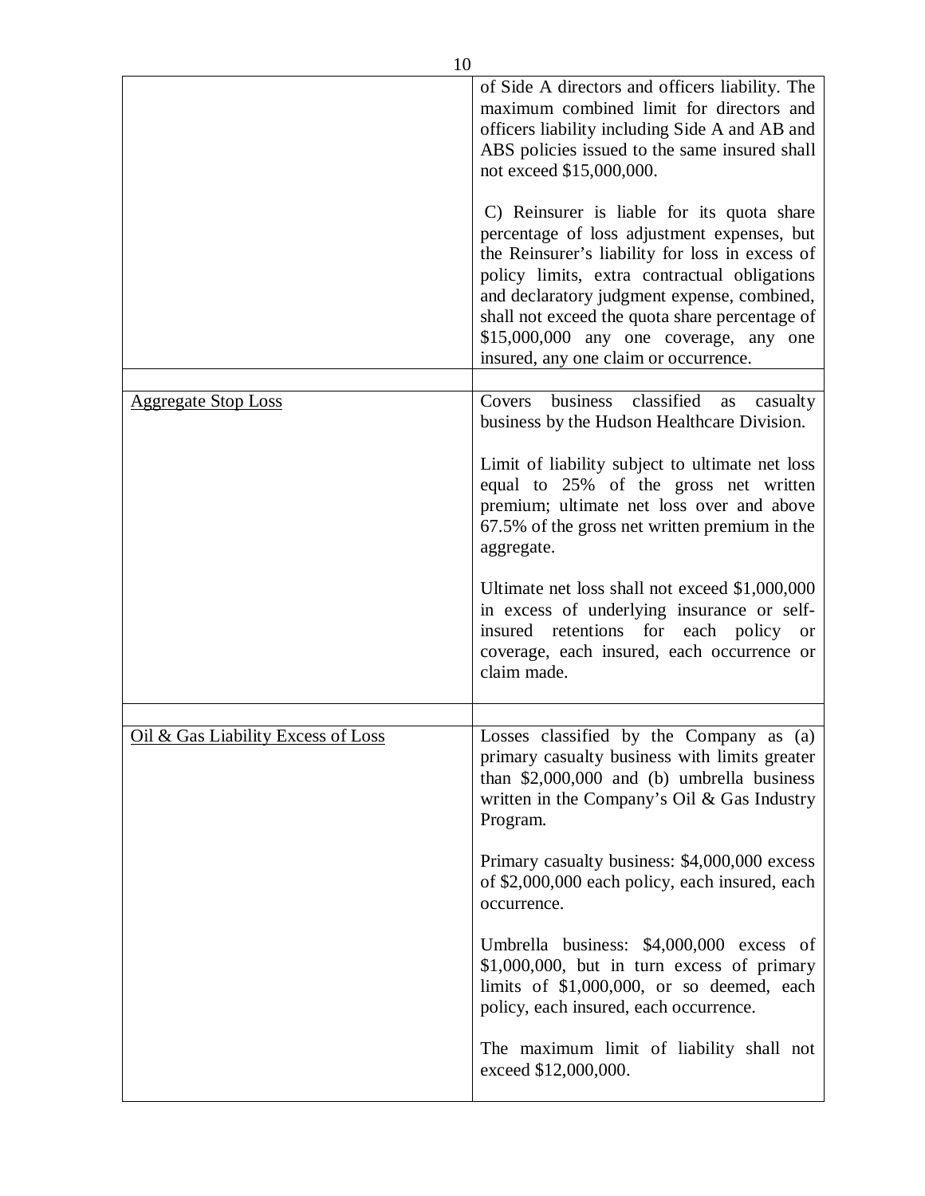| | |
|---|---|
| | of Side A directors and officers liability. The maximum combined limit for directors and officers liability including Side A and AB and ABS policies issued to the same insured shall not exceed $15,000,000.<br><br>C) Reinsurer is liable for its quota share percentage of loss adjustment expenses, but the Reinsurer's liability for loss in excess of policy limits, extra contractual obligations and declaratory judgment expense, combined, shall not exceed the quota share percentage of $15,000,000 any one coverage, any one insured, any one claim or occurrence. |
| | |
| Aggregate Stop Loss | Covers business classified as casualty business by the Hudson Healthcare Division.<br><br>Limit of liability subject to ultimate net loss equal to 25% of the gross net written premium; ultimate net loss over and above 67.5% of the gross net written premium in the aggregate.<br><br>Ultimate net loss shall not exceed $1,000,000 in excess of underlying insurance or self-insured retentions for each policy or coverage, each insured, each occurrence or claim made. |
| | |
| Oil & Gas Liability Excess of Loss | Losses classified by the Company as (a) primary casualty business with limits greater than $2,000,000 and (b) umbrella business written in the Company's Oil & Gas Industry Program.<br><br>Primary casualty business: $4,000,000 excess of $2,000,000 each policy, each insured, each occurrence.<br><br>Umbrella business: $4,000,000 excess of $1,000,000, but in turn excess of primary limits of $1,000,000, or so deemed, each policy, each insured, each occurrence.<br><br>The maximum limit of liability shall not exceed $12,000,000. |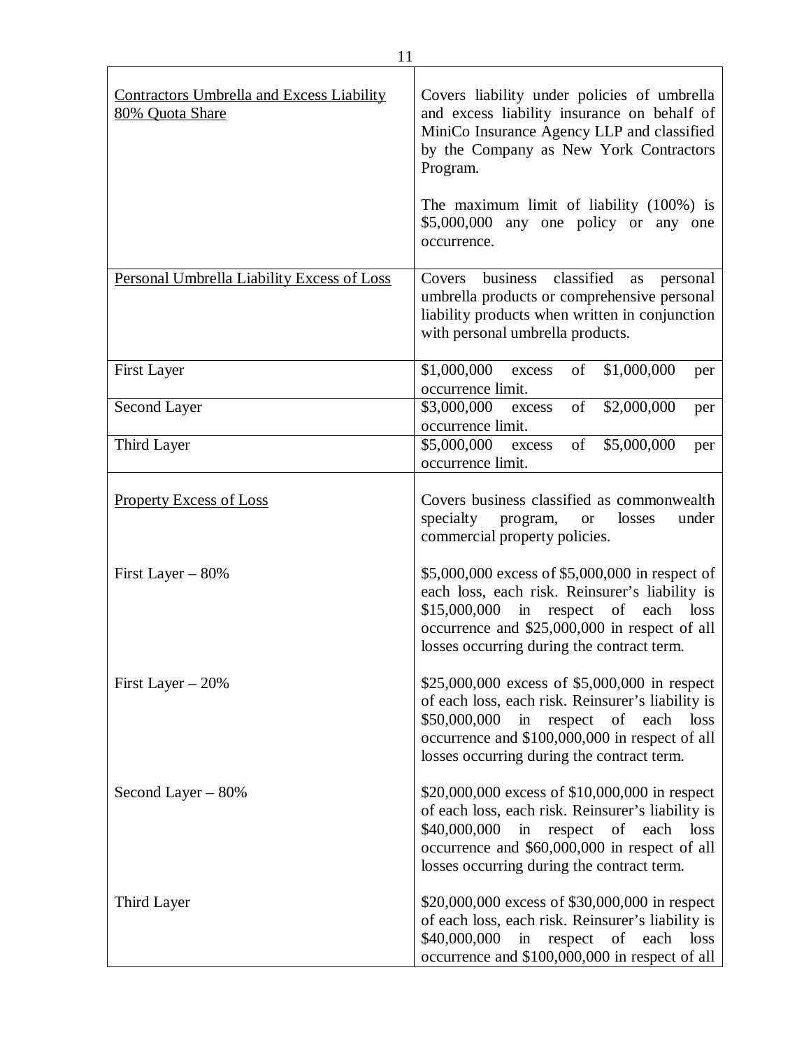| | |
|---|---|
| Contractors Umbrella and Excess Liability 80% Quota Share | Covers liability under policies of umbrella and excess liability insurance on behalf of MiniCo Insurance Agency LLP and classified by the Company as New York Contractors Program.<br><br>The maximum limit of liability (100%) is \$5,000,000 any one policy or any one occurrence. |
| Personal Umbrella Liability Excess of Loss | Covers business classified as personal umbrella products or comprehensive personal liability products when written in conjunction with personal umbrella products. |
| First Layer | \$1,000,000 excess of \$1,000,000 per occurrence limit. |
| Second Layer | \$3,000,000 excess of \$2,000,000 per occurrence limit. |
| Third Layer | \$5,000,000 excess of \$5,000,000 per occurrence limit. |
| Property Excess of Loss | Covers business classified as commonwealth specialty program, or losses under commercial property policies. |
| First Layer – 80% | \$5,000,000 excess of \$5,000,000 in respect of each loss, each risk. Reinsurer's liability is \$15,000,000 in respect of each loss occurrence and \$25,000,000 in respect of all losses occurring during the contract term. |
| First Layer – 20% | \$25,000,000 excess of \$5,000,000 in respect of each loss, each risk. Reinsurer's liability is \$50,000,000 in respect of each loss occurrence and \$100,000,000 in respect of all losses occurring during the contract term. |
| Second Layer – 80% | \$20,000,000 excess of \$10,000,000 in respect of each loss, each risk. Reinsurer's liability is \$40,000,000 in respect of each loss occurrence and \$60,000,000 in respect of all losses occurring during the contract term. |
| Third Layer | \$20,000,000 excess of \$30,000,000 in respect of each loss, each risk. Reinsurer's liability is \$40,000,000 in respect of each loss occurrence and \$100,000,000 in respect of all |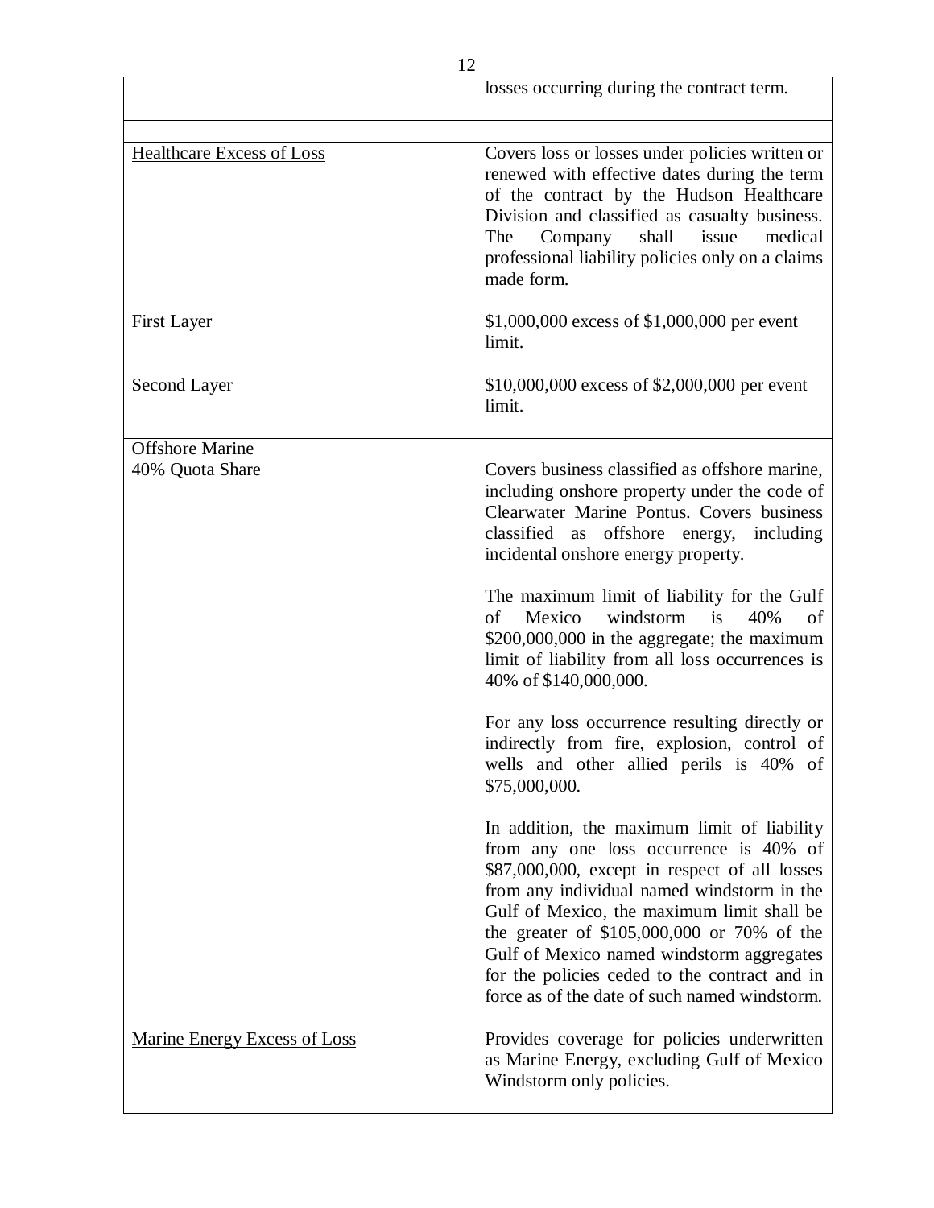| | |
|---|---|
| | losses occurring during the contract term. |
| | |
| Healthcare Excess of Loss | Covers loss or losses under policies written or renewed with effective dates during the term of the contract by the Hudson Healthcare Division and classified as casualty business. The Company shall issue medical professional liability policies only on a claims made form. |
| First Layer | \$1,000,000 excess of \$1,000,000 per event limit. |
| Second Layer | \$10,000,000 excess of \$2,000,000 per event limit. |
| Offshore Marine<br>40% Quota Share | Covers business classified as offshore marine, including onshore property under the code of Clearwater Marine Pontus. Covers business classified as offshore energy, including incidental onshore energy property.<br><br>The maximum limit of liability for the Gulf of Mexico windstorm is 40% of \$200,000,000 in the aggregate; the maximum limit of liability from all loss occurrences is 40% of \$140,000,000.<br><br>For any loss occurrence resulting directly or indirectly from fire, explosion, control of wells and other allied perils is 40% of \$75,000,000.<br><br>In addition, the maximum limit of liability from any one loss occurrence is 40% of \$87,000,000, except in respect of all losses from any individual named windstorm in the Gulf of Mexico, the maximum limit shall be the greater of \$105,000,000 or 70% of the Gulf of Mexico named windstorm aggregates for the policies ceded to the contract and in force as of the date of such named windstorm. |
| Marine Energy Excess of Loss | Provides coverage for policies underwritten as Marine Energy, excluding Gulf of Mexico Windstorm only policies. |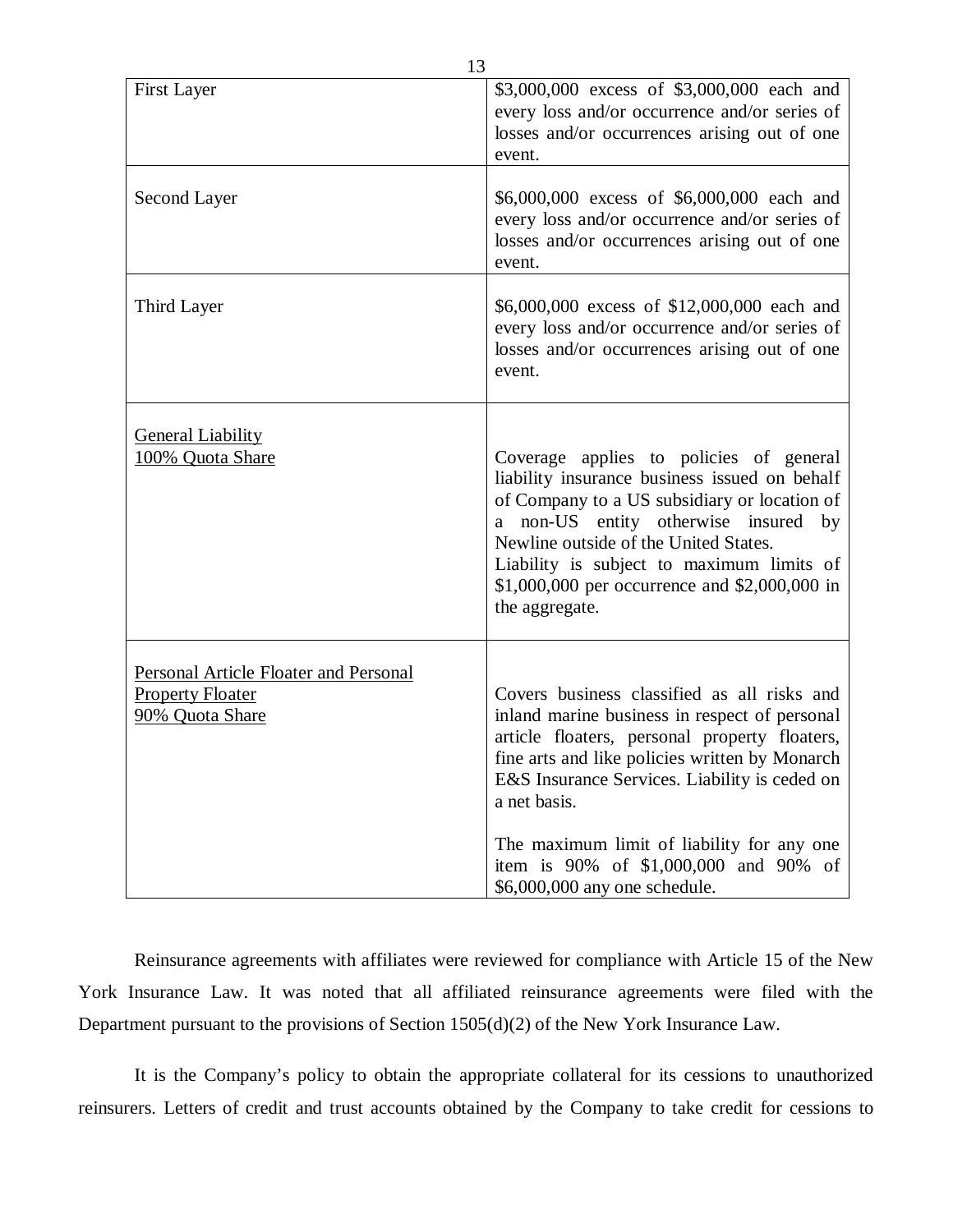| | |
|---|---|
| First Layer | \$3,000,000 excess of \$3,000,000 each and every loss and/or occurrence and/or series of losses and/or occurrences arising out of one event. |
| Second Layer | \$6,000,000 excess of \$6,000,000 each and every loss and/or occurrence and/or series of losses and/or occurrences arising out of one event. |
| Third Layer | \$6,000,000 excess of \$12,000,000 each and every loss and/or occurrence and/or series of losses and/or occurrences arising out of one event. |
| <u>General Liability</u><br><u>100% Quota Share</u> | Coverage applies to policies of general liability insurance business issued on behalf of Company to a US subsidiary or location of a non-US entity otherwise insured by Newline outside of the United States.<br>Liability is subject to maximum limits of \$1,000,000 per occurrence and \$2,000,000 in the aggregate. |
| <u>Personal Article Floater and Personal Property Floater</u><br><u>90% Quota Share</u> | Covers business classified as all risks and inland marine business in respect of personal article floaters, personal property floaters, fine arts and like policies written by Monarch E&S Insurance Services. Liability is ceded on a net basis.<br><br>The maximum limit of liability for any one item is 90% of \$1,000,000 and 90% of \$6,000,000 any one schedule. |

Reinsurance agreements with affiliates were reviewed for compliance with Article 15 of the New York Insurance Law. It was noted that all affiliated reinsurance agreements were filed with the Department pursuant to the provisions of Section 1505(d)(2) of the New York Insurance Law.

It is the Company's policy to obtain the appropriate collateral for its cessions to unauthorized reinsurers. Letters of credit and trust accounts obtained by the Company to take credit for cessions to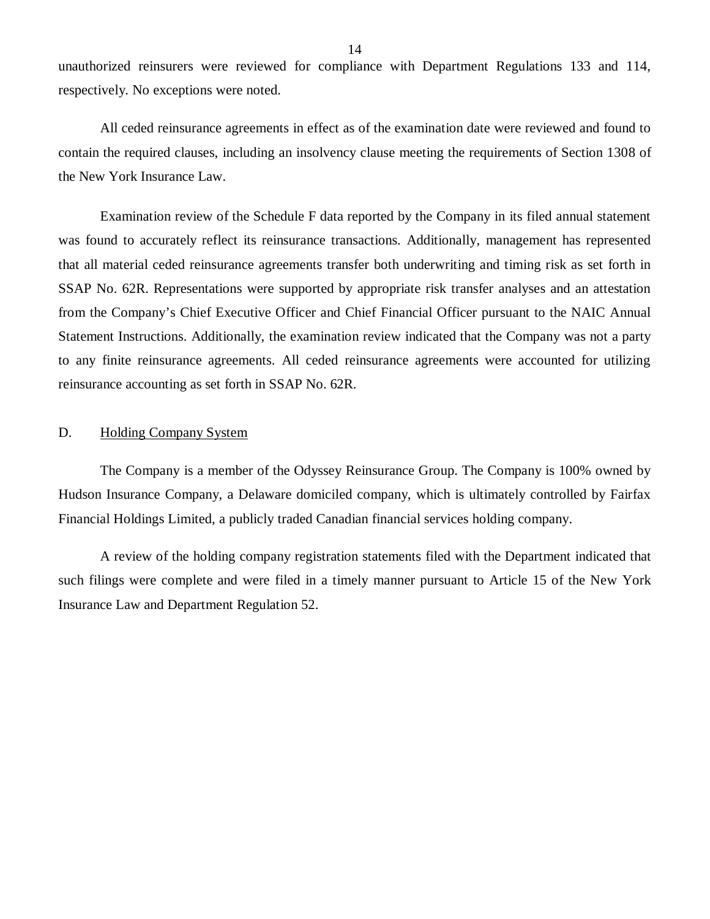unauthorized reinsurers were reviewed for compliance with Department Regulations 133 and 114, respectively. No exceptions were noted.

All ceded reinsurance agreements in effect as of the examination date were reviewed and found to contain the required clauses, including an insolvency clause meeting the requirements of Section 1308 of the New York Insurance Law.

Examination review of the Schedule F data reported by the Company in its filed annual statement was found to accurately reflect its reinsurance transactions. Additionally, management has represented that all material ceded reinsurance agreements transfer both underwriting and timing risk as set forth in SSAP No. 62R. Representations were supported by appropriate risk transfer analyses and an attestation from the Company's Chief Executive Officer and Chief Financial Officer pursuant to the NAIC Annual Statement Instructions. Additionally, the examination review indicated that the Company was not a party to any finite reinsurance agreements. All ceded reinsurance agreements were accounted for utilizing reinsurance accounting as set forth in SSAP No. 62R.

## D. Holding Company System

The Company is a member of the Odyssey Reinsurance Group. The Company is 100% owned by Hudson Insurance Company, a Delaware domiciled company, which is ultimately controlled by Fairfax Financial Holdings Limited, a publicly traded Canadian financial services holding company.

A review of the holding company registration statements filed with the Department indicated that such filings were complete and were filed in a timely manner pursuant to Article 15 of the New York Insurance Law and Department Regulation 52.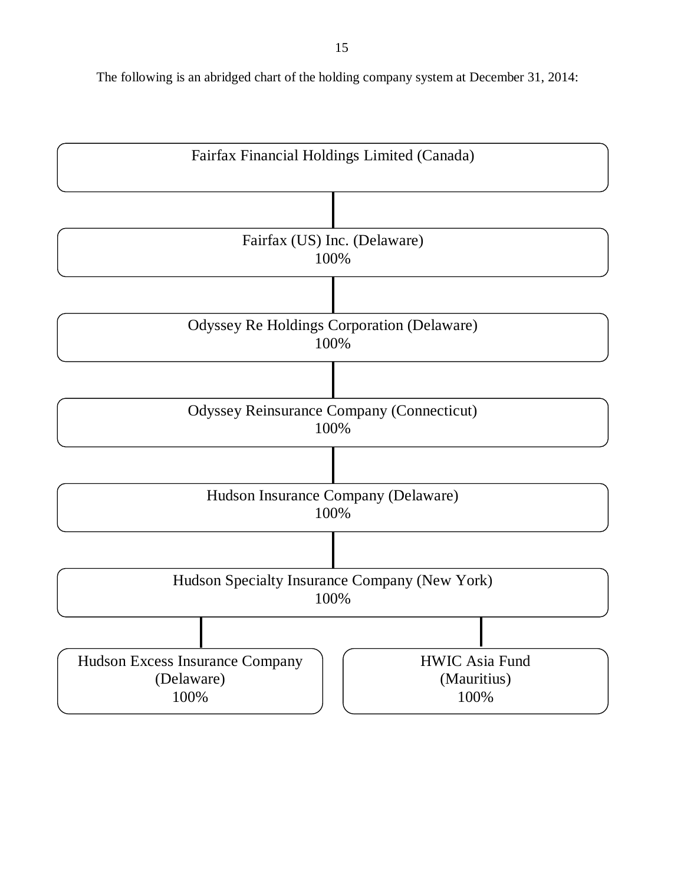The following is an abridged chart of the holding company system at December 31, 2014:

- Fairfax Financial Holdings Limited (Canada)
  - Fairfax (US) Inc. (Delaware) 100%
    - Odyssey Re Holdings Corporation (Delaware) 100%
      - Odyssey Reinsurance Company (Connecticut) 100%
        - Hudson Insurance Company (Delaware) 100%
          - Hudson Specialty Insurance Company (New York) 100%
            - Hudson Excess Insurance Company (Delaware) 100%
            - HWIC Asia Fund (Mauritius) 100%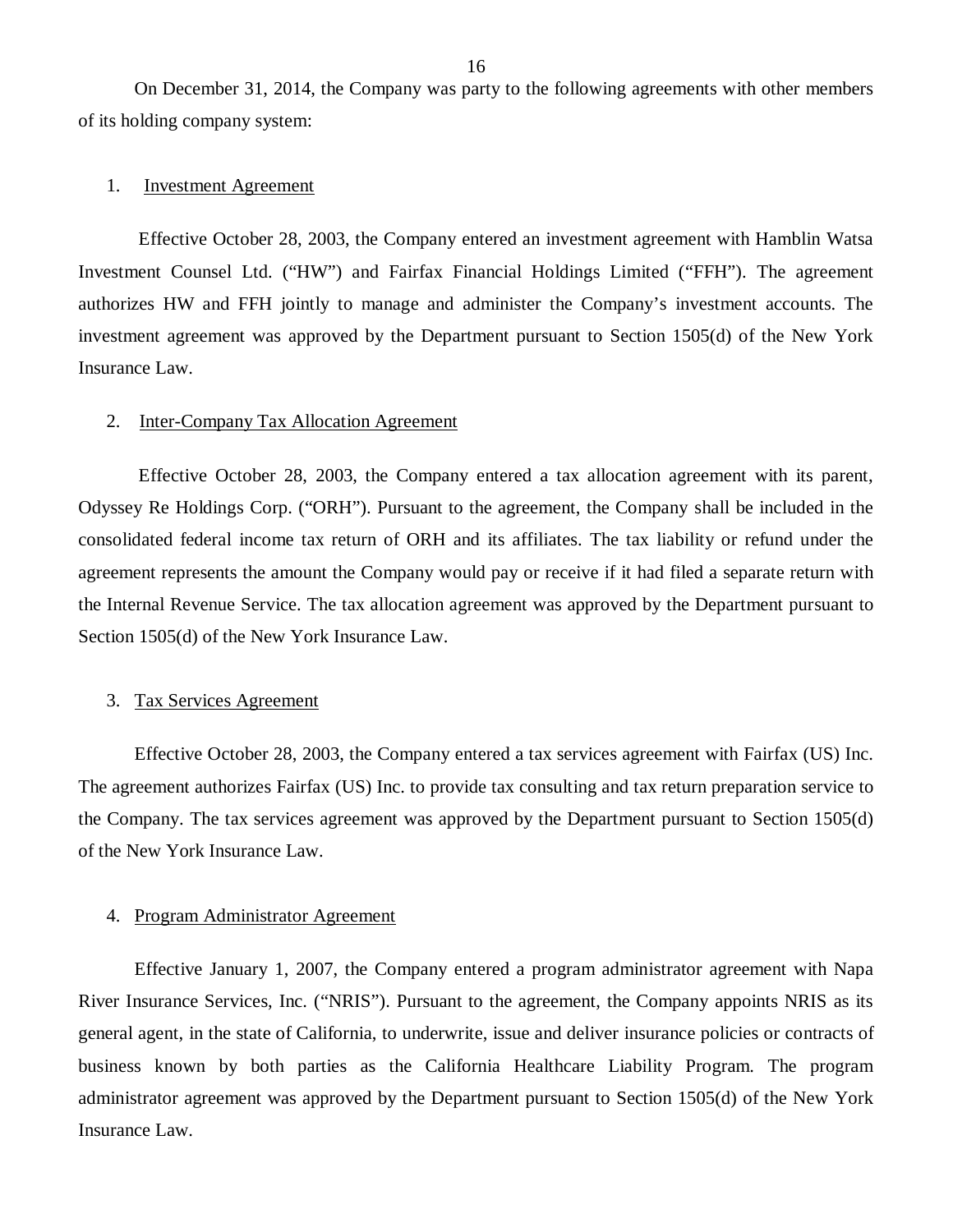On December 31, 2014, the Company was party to the following agreements with other members of its holding company system:

1. Investment Agreement

Effective October 28, 2003, the Company entered an investment agreement with Hamblin Watsa Investment Counsel Ltd. ("HW") and Fairfax Financial Holdings Limited ("FFH"). The agreement authorizes HW and FFH jointly to manage and administer the Company's investment accounts. The investment agreement was approved by the Department pursuant to Section 1505(d) of the New York Insurance Law.

2. Inter-Company Tax Allocation Agreement

Effective October 28, 2003, the Company entered a tax allocation agreement with its parent, Odyssey Re Holdings Corp. ("ORH"). Pursuant to the agreement, the Company shall be included in the consolidated federal income tax return of ORH and its affiliates. The tax liability or refund under the agreement represents the amount the Company would pay or receive if it had filed a separate return with the Internal Revenue Service. The tax allocation agreement was approved by the Department pursuant to Section 1505(d) of the New York Insurance Law.

3. Tax Services Agreement

Effective October 28, 2003, the Company entered a tax services agreement with Fairfax (US) Inc. The agreement authorizes Fairfax (US) Inc. to provide tax consulting and tax return preparation service to the Company. The tax services agreement was approved by the Department pursuant to Section 1505(d) of the New York Insurance Law.

4. Program Administrator Agreement

Effective January 1, 2007, the Company entered a program administrator agreement with Napa River Insurance Services, Inc. ("NRIS"). Pursuant to the agreement, the Company appoints NRIS as its general agent, in the state of California, to underwrite, issue and deliver insurance policies or contracts of business known by both parties as the California Healthcare Liability Program. The program administrator agreement was approved by the Department pursuant to Section 1505(d) of the New York Insurance Law.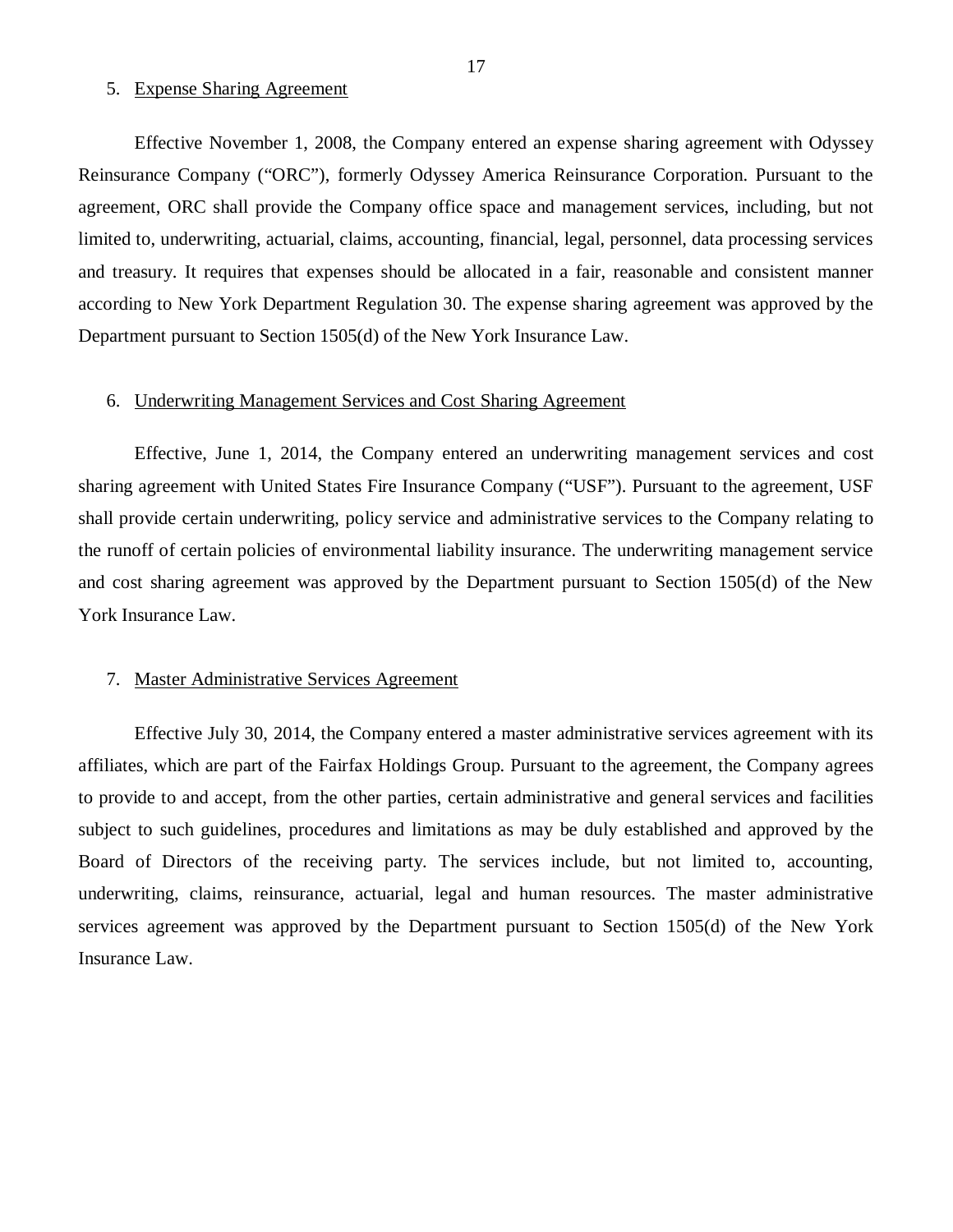5. Expense Sharing Agreement

Effective November 1, 2008, the Company entered an expense sharing agreement with Odyssey Reinsurance Company ("ORC"), formerly Odyssey America Reinsurance Corporation. Pursuant to the agreement, ORC shall provide the Company office space and management services, including, but not limited to, underwriting, actuarial, claims, accounting, financial, legal, personnel, data processing services and treasury. It requires that expenses should be allocated in a fair, reasonable and consistent manner according to New York Department Regulation 30. The expense sharing agreement was approved by the Department pursuant to Section 1505(d) of the New York Insurance Law.

6. Underwriting Management Services and Cost Sharing Agreement

Effective, June 1, 2014, the Company entered an underwriting management services and cost sharing agreement with United States Fire Insurance Company ("USF"). Pursuant to the agreement, USF shall provide certain underwriting, policy service and administrative services to the Company relating to the runoff of certain policies of environmental liability insurance. The underwriting management service and cost sharing agreement was approved by the Department pursuant to Section 1505(d) of the New York Insurance Law.

7. Master Administrative Services Agreement

Effective July 30, 2014, the Company entered a master administrative services agreement with its affiliates, which are part of the Fairfax Holdings Group. Pursuant to the agreement, the Company agrees to provide to and accept, from the other parties, certain administrative and general services and facilities subject to such guidelines, procedures and limitations as may be duly established and approved by the Board of Directors of the receiving party. The services include, but not limited to, accounting, underwriting, claims, reinsurance, actuarial, legal and human resources. The master administrative services agreement was approved by the Department pursuant to Section 1505(d) of the New York Insurance Law.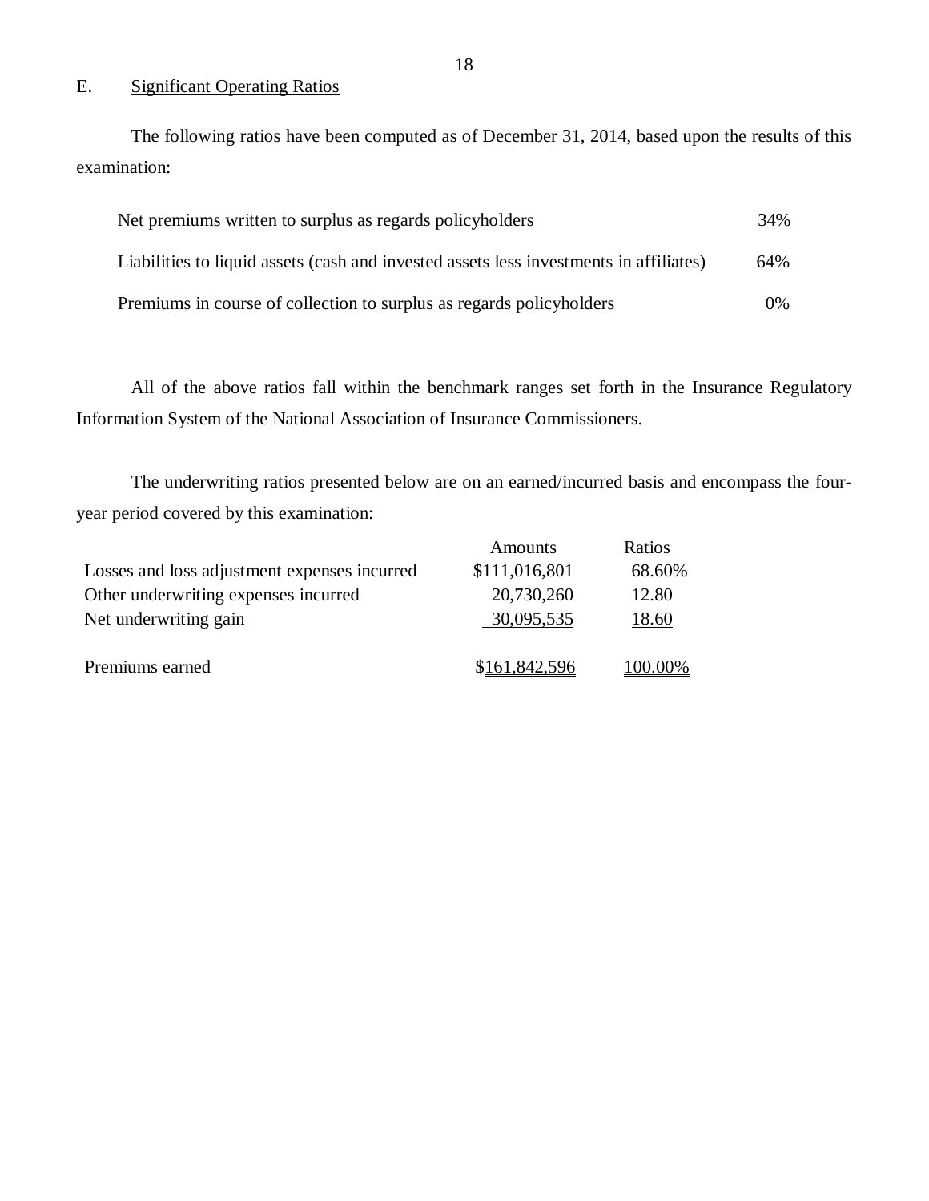## E. Significant Operating Ratios

The following ratios have been computed as of December 31, 2014, based upon the results of this examination:

| | |
|---|---|
| Net premiums written to surplus as regards policyholders | 34% |
| Liabilities to liquid assets (cash and invested assets less investments in affiliates) | 64% |
| Premiums in course of collection to surplus as regards policyholders | 0% |

All of the above ratios fall within the benchmark ranges set forth in the Insurance Regulatory Information System of the National Association of Insurance Commissioners.

The underwriting ratios presented below are on an earned/incurred basis and encompass the four-year period covered by this examination:

| | Amounts | Ratios |
|---|---|---|
| Losses and loss adjustment expenses incurred | $111,016,801 | 68.60% |
| Other underwriting expenses incurred | 20,730,260 | 12.80 |
| Net underwriting gain | 30,095,535 | 18.60 |
| Premiums earned | $161,842,596 | 100.00% |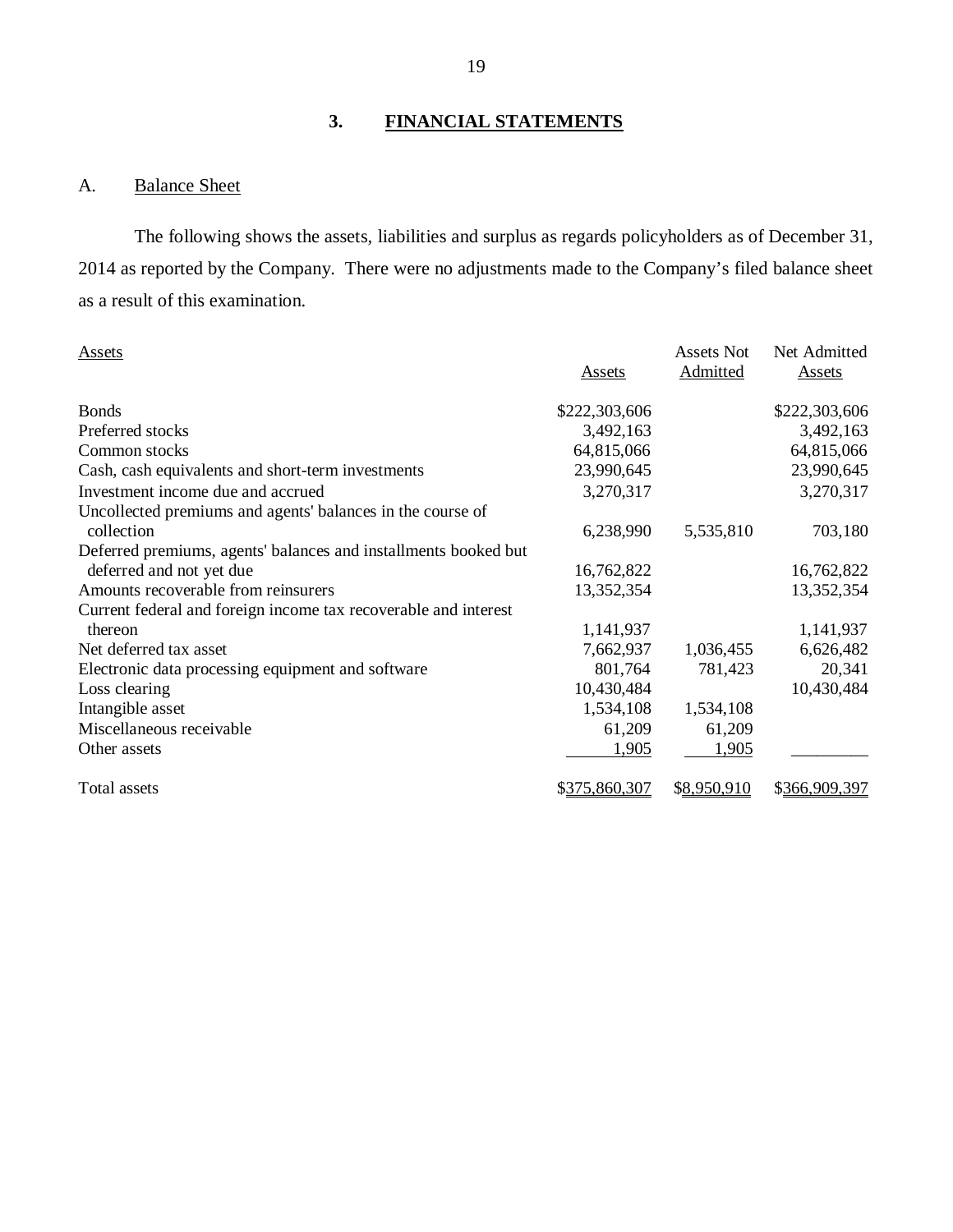## 3. FINANCIAL STATEMENTS

### A. Balance Sheet

The following shows the assets, liabilities and surplus as regards policyholders as of December 31, 2014 as reported by the Company. There were no adjustments made to the Company's filed balance sheet as a result of this examination.

| Assets | Assets | Assets Not Admitted | Net Admitted Assets |
|---|---|---|---|
| Bonds | $222,303,606 | | $222,303,606 |
| Preferred stocks | 3,492,163 | | 3,492,163 |
| Common stocks | 64,815,066 | | 64,815,066 |
| Cash, cash equivalents and short-term investments | 23,990,645 | | 23,990,645 |
| Investment income due and accrued | 3,270,317 | | 3,270,317 |
| Uncollected premiums and agents' balances in the course of collection | 6,238,990 | 5,535,810 | 703,180 |
| Deferred premiums, agents' balances and installments booked but deferred and not yet due | 16,762,822 | | 16,762,822 |
| Amounts recoverable from reinsurers | 13,352,354 | | 13,352,354 |
| Current federal and foreign income tax recoverable and interest thereon | 1,141,937 | | 1,141,937 |
| Net deferred tax asset | 7,662,937 | 1,036,455 | 6,626,482 |
| Electronic data processing equipment and software | 801,764 | 781,423 | 20,341 |
| Loss clearing | 10,430,484 | | 10,430,484 |
| Intangible asset | 1,534,108 | 1,534,108 | |
| Miscellaneous receivable | 61,209 | 61,209 | |
| Other assets | 1,905 | 1,905 | |
| Total assets | $375,860,307 | $8,950,910 | $366,909,397 |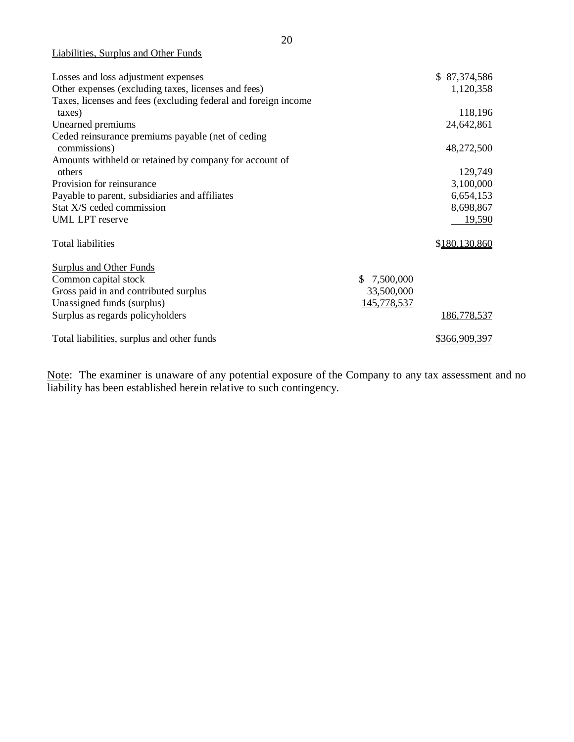Liabilities, Surplus and Other Funds

| | | |
|---|---|---|
| Losses and loss adjustment expenses | | $ 87,374,586 |
| Other expenses (excluding taxes, licenses and fees) | | 1,120,358 |
| Taxes, licenses and fees (excluding federal and foreign income taxes) | | 118,196 |
| Unearned premiums | | 24,642,861 |
| Ceded reinsurance premiums payable (net of ceding commissions) | | 48,272,500 |
| Amounts withheld or retained by company for account of others | | 129,749 |
| Provision for reinsurance | | 3,100,000 |
| Payable to parent, subsidiaries and affiliates | | 6,654,153 |
| Stat X/S ceded commission | | 8,698,867 |
| UML LPT reserve | | 19,590 |
| Total liabilities | | $180,130,860 |
| Surplus and Other Funds | | |
| Common capital stock | $ 7,500,000 | |
| Gross paid in and contributed surplus | 33,500,000 | |
| Unassigned funds (surplus) | 145,778,537 | |
| Surplus as regards policyholders | | 186,778,537 |
| Total liabilities, surplus and other funds | | $366,909,397 |

Note: The examiner is unaware of any potential exposure of the Company to any tax assessment and no liability has been established herein relative to such contingency.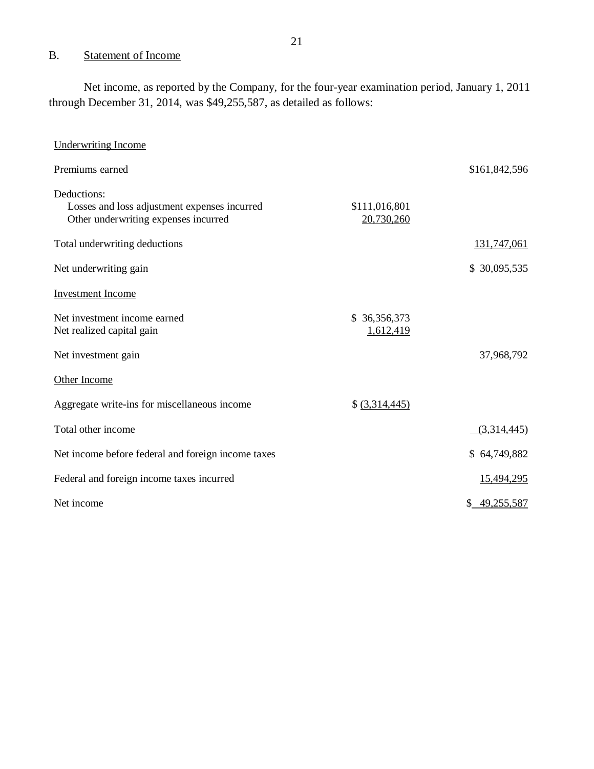## B. Statement of Income

Net income, as reported by the Company, for the four-year examination period, January 1, 2011 through December 31, 2014, was $49,255,587, as detailed as follows:

| | | |
|---|---|---|
| Underwriting Income | | |
| Premiums earned | | $161,842,596 |
| Deductions: | | |
| Losses and loss adjustment expenses incurred | $111,016,801 | |
| Other underwriting expenses incurred | 20,730,260 | |
| Total underwriting deductions | | 131,747,061 |
| Net underwriting gain | | $ 30,095,535 |
| Investment Income | | |
| Net investment income earned | $ 36,356,373 | |
| Net realized capital gain | 1,612,419 | |
| Net investment gain | | 37,968,792 |
| Other Income | | |
| Aggregate write-ins for miscellaneous income | $ (3,314,445) | |
| Total other income | | (3,314,445) |
| Net income before federal and foreign income taxes | | $ 64,749,882 |
| Federal and foreign income taxes incurred | | 15,494,295 |
| Net income | | $ 49,255,587 |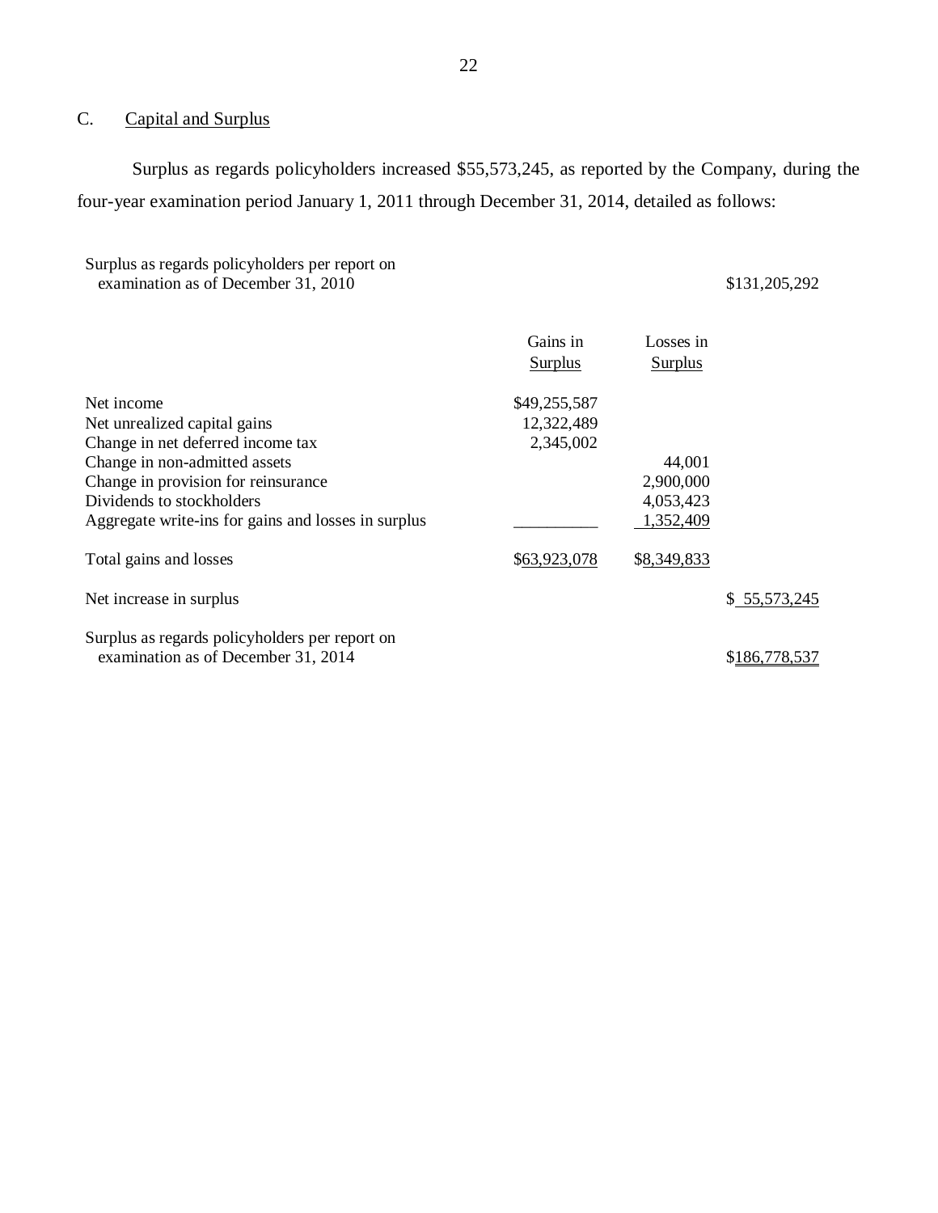## C. Capital and Surplus

Surplus as regards policyholders increased $55,573,245, as reported by the Company, during the four-year examination period January 1, 2011 through December 31, 2014, detailed as follows:

| | Gains in Surplus | Losses in Surplus | |
|---|---|---|---|
| Surplus as regards policyholders per report on examination as of December 31, 2010 | | | $131,205,292 |
| Net income | $49,255,587 | | |
| Net unrealized capital gains | 12,322,489 | | |
| Change in net deferred income tax | 2,345,002 | | |
| Change in non-admitted assets | | 44,001 | |
| Change in provision for reinsurance | | 2,900,000 | |
| Dividends to stockholders | | 4,053,423 | |
| Aggregate write-ins for gains and losses in surplus | | 1,352,409 | |
| Total gains and losses | $63,923,078 | $8,349,833 | |
| Net increase in surplus | | | $ 55,573,245 |
| Surplus as regards policyholders per report on examination as of December 31, 2014 | | | $186,778,537 |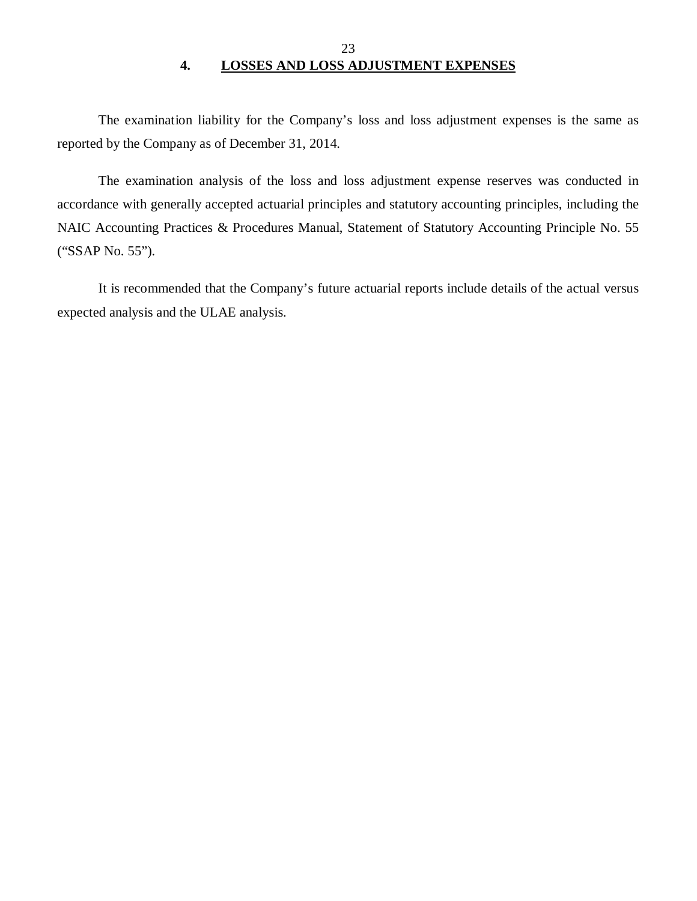## 4. LOSSES AND LOSS ADJUSTMENT EXPENSES

The examination liability for the Company's loss and loss adjustment expenses is the same as reported by the Company as of December 31, 2014.

The examination analysis of the loss and loss adjustment expense reserves was conducted in accordance with generally accepted actuarial principles and statutory accounting principles, including the NAIC Accounting Practices & Procedures Manual, Statement of Statutory Accounting Principle No. 55 ("SSAP No. 55").

It is recommended that the Company's future actuarial reports include details of the actual versus expected analysis and the ULAE analysis.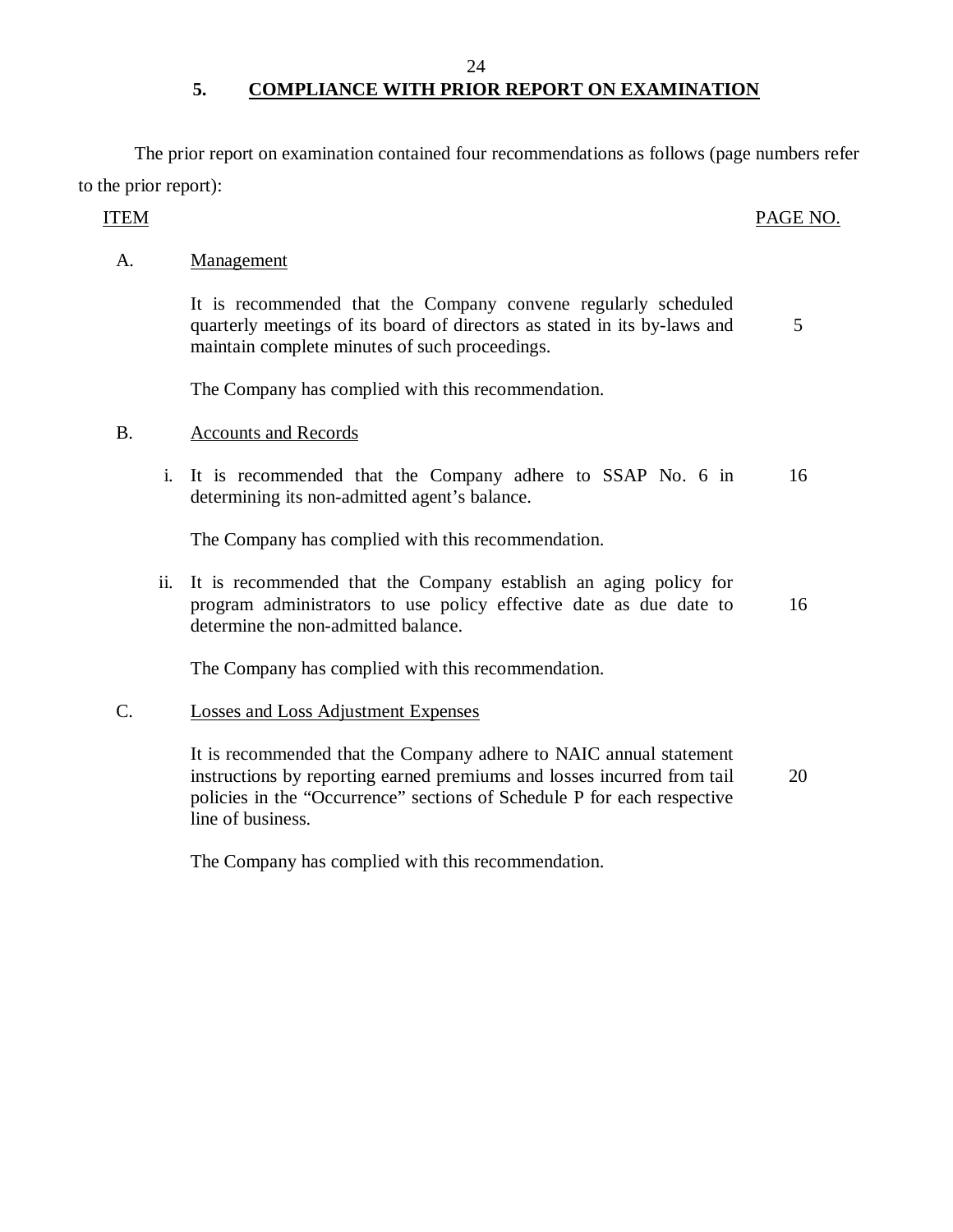## 5. COMPLIANCE WITH PRIOR REPORT ON EXAMINATION

The prior report on examination contained four recommendations as follows (page numbers refer to the prior report):

| ITEM | | PAGE NO. |
|---|---|---|
| A. | Management | |
| | It is recommended that the Company convene regularly scheduled quarterly meetings of its board of directors as stated in its by-laws and maintain complete minutes of such proceedings. | 5 |
| | The Company has complied with this recommendation. | |
| B. | Accounts and Records | |
| i. | It is recommended that the Company adhere to SSAP No. 6 in determining its non-admitted agent's balance. | 16 |
| | The Company has complied with this recommendation. | |
| ii. | It is recommended that the Company establish an aging policy for program administrators to use policy effective date as due date to determine the non-admitted balance. | 16 |
| | The Company has complied with this recommendation. | |
| C. | Losses and Loss Adjustment Expenses | |
| | It is recommended that the Company adhere to NAIC annual statement instructions by reporting earned premiums and losses incurred from tail policies in the "Occurrence" sections of Schedule P for each respective line of business. | 20 |
| | The Company has complied with this recommendation. | |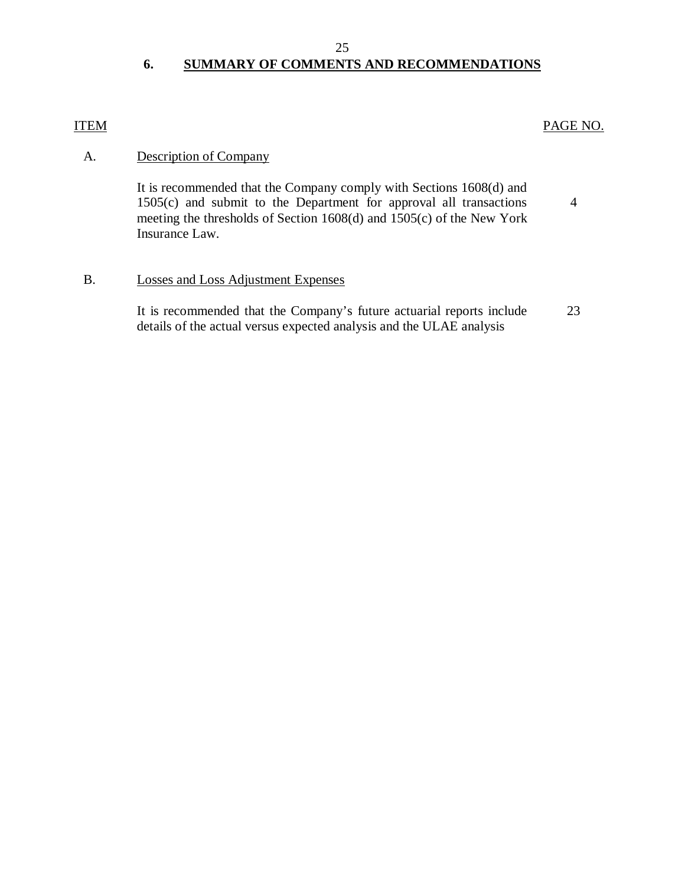## 6. SUMMARY OF COMMENTS AND RECOMMENDATIONS

| ITEM | | PAGE NO. |
|---|---|---|
| A. | Description of Company | |
| | It is recommended that the Company comply with Sections 1608(d) and 1505(c) and submit to the Department for approval all transactions meeting the thresholds of Section 1608(d) and 1505(c) of the New York Insurance Law. | 4 |
| B. | Losses and Loss Adjustment Expenses | |
| | It is recommended that the Company's future actuarial reports include details of the actual versus expected analysis and the ULAE analysis | 23 |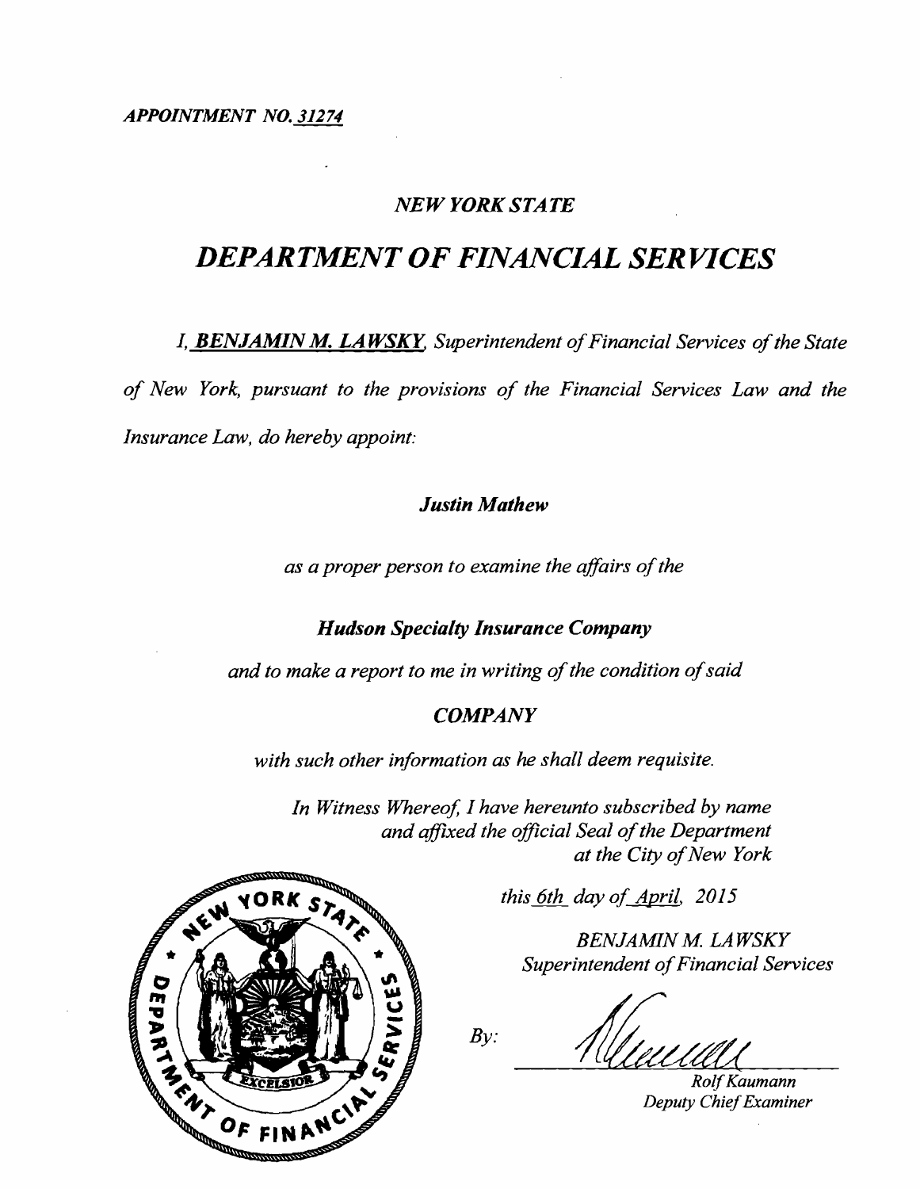*APPOINTMENT NO. 31274*

## *NEW YORK STATE*

# *DEPARTMENT OF FINANCIAL SERVICES*

*I, **BENJAMIN M. LAWSKY**, Superintendent of Financial Services of the State of New York, pursuant to the provisions of the Financial Services Law and the Insurance Law, do hereby appoint:*

***Justin Mathew***

*as a proper person to examine the affairs of the*

***Hudson Specialty Insurance Company***

*and to make a report to me in writing of the condition of said*

*COMPANY*

*with such other information as he shall deem requisite.*

*In Witness Whereof, I have hereunto subscribed by name and affixed the official Seal of the Department at the City of New York*

*this 6th day of April, 2015*

*BENJAMIN M. LAWSKY*
*Superintendent of Financial Services*

*By:*

*Rolf Kaumann*
*Deputy Chief Examiner*